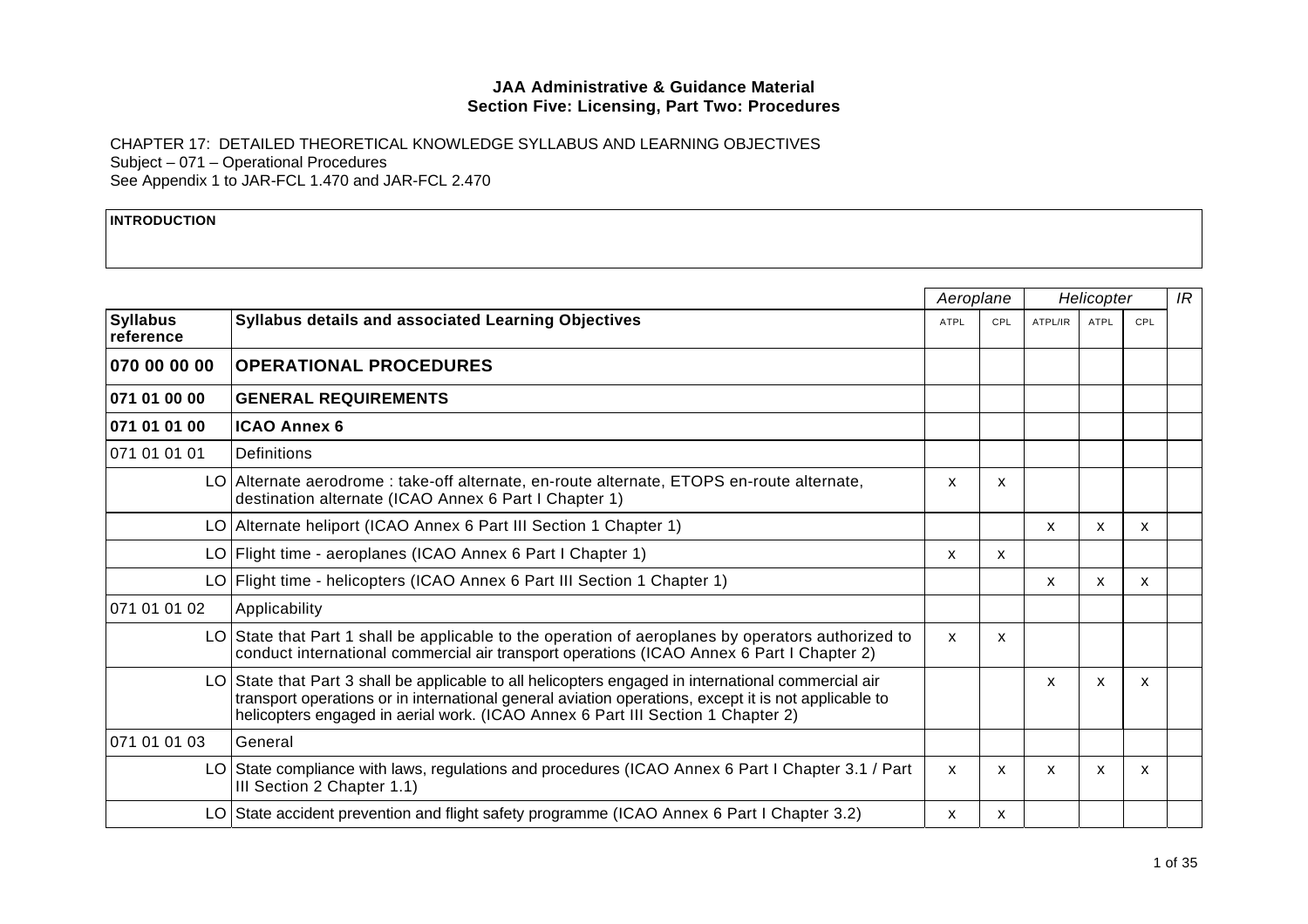**JAA Administrative & Guidance Material**
**Section Five: Licensing, Part Two: Procedures**

CHAPTER 17: DETAILED THEORETICAL KNOWLEDGE SYLLABUS AND LEARNING OBJECTIVES
Subject – 071 – Operational Procedures
See Appendix 1 to JAR-FCL 1.470 and JAR-FCL 2.470

| **INTRODUCTION** |
|---|
| |

| | | *Aeroplane* | | *Helicopter* | | | *IR* |
|---|---|---|---|---|---|---|---|
| **Syllabus reference** | **Syllabus details and associated Learning Objectives** | ATPL | CPL | ATPL/IR | ATPL | CPL | |
| **070 00 00 00** | **OPERATIONAL PROCEDURES** | | | | | | |
| **071 01 00 00** | **GENERAL REQUIREMENTS** | | | | | | |
| **071 01 01 00** | **ICAO Annex 6** | | | | | | |
| 071 01 01 01 | Definitions | | | | | | |
| LO | Alternate aerodrome : take-off alternate, en-route alternate, ETOPS en-route alternate, destination alternate (ICAO Annex 6 Part I Chapter 1) | x | x | | | | |
| LO | Alternate heliport (ICAO Annex 6 Part III Section 1 Chapter 1) | | | x | x | x | |
| LO | Flight time - aeroplanes (ICAO Annex 6 Part I Chapter 1) | x | x | | | | |
| LO | Flight time - helicopters (ICAO Annex 6 Part III Section 1 Chapter 1) | | | x | x | x | |
| 071 01 01 02 | Applicability | | | | | | |
| LO | State that Part 1 shall be applicable to the operation of aeroplanes by operators authorized to conduct international commercial air transport operations (ICAO Annex 6 Part I Chapter 2) | x | x | | | | |
| LO | State that Part 3 shall be applicable to all helicopters engaged in international commercial air transport operations or in international general aviation operations, except it is not applicable to helicopters engaged in aerial work. (ICAO Annex 6 Part III Section 1 Chapter 2) | | | x | x | x | |
| 071 01 01 03 | General | | | | | | |
| LO | State compliance with laws, regulations and procedures (ICAO Annex 6 Part I Chapter 3.1 / Part III Section 2 Chapter 1.1) | x | x | x | x | x | |
| LO | State accident prevention and flight safety programme (ICAO Annex 6 Part I Chapter 3.2) | x | x | | | | |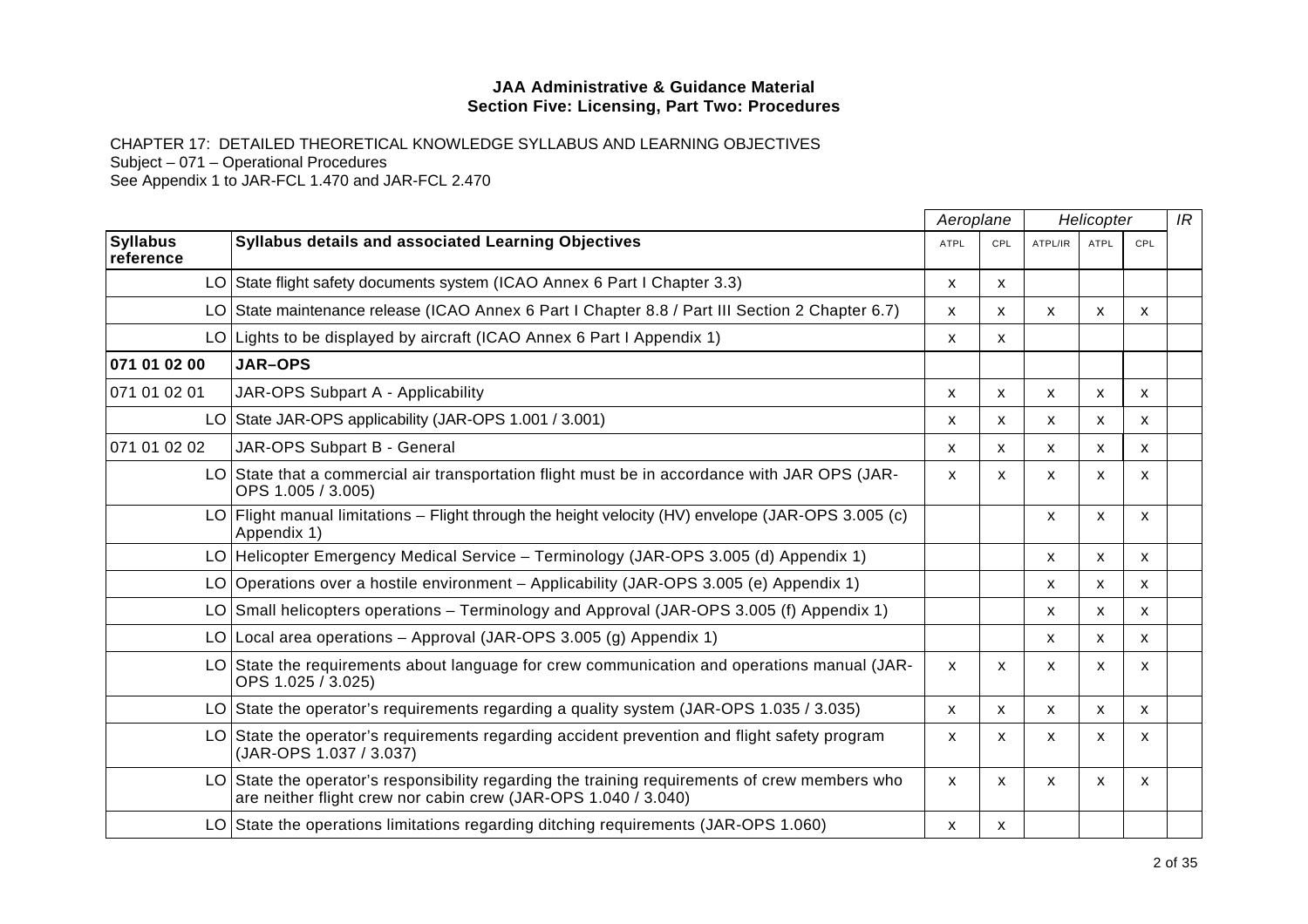**JAA Administrative & Guidance Material**
**Section Five: Licensing, Part Two: Procedures**

CHAPTER 17: DETAILED THEORETICAL KNOWLEDGE SYLLABUS AND LEARNING OBJECTIVES
Subject – 071 – Operational Procedures
See Appendix 1 to JAR-FCL 1.470 and JAR-FCL 2.470

| | | *Aeroplane* | | *Helicopter* | | | *IR* |
|---|---|---|---|---|---|---|---|
| **Syllabus reference** | **Syllabus details and associated Learning Objectives** | ATPL | CPL | ATPL/IR | ATPL | CPL | |
| LO | State flight safety documents system (ICAO Annex 6 Part I Chapter 3.3) | x | x | | | | |
| LO | State maintenance release (ICAO Annex 6 Part I Chapter 8.8 / Part III Section 2 Chapter 6.7) | x | x | x | x | x | |
| LO | Lights to be displayed by aircraft (ICAO Annex 6 Part I Appendix 1) | x | x | | | | |
| **071 01 02 00** | **JAR–OPS** | | | | | | |
| 071 01 02 01 | JAR-OPS Subpart A - Applicability | x | x | x | x | x | |
| LO | State JAR-OPS applicability (JAR-OPS 1.001 / 3.001) | x | x | x | x | x | |
| 071 01 02 02 | JAR-OPS Subpart B - General | x | x | x | x | x | |
| LO | State that a commercial air transportation flight must be in accordance with JAR OPS (JAR-OPS 1.005 / 3.005) | x | x | x | x | x | |
| LO | Flight manual limitations – Flight through the height velocity (HV) envelope (JAR-OPS 3.005 (c) Appendix 1) | | | x | x | x | |
| LO | Helicopter Emergency Medical Service – Terminology (JAR-OPS 3.005 (d) Appendix 1) | | | x | x | x | |
| LO | Operations over a hostile environment – Applicability (JAR-OPS 3.005 (e) Appendix 1) | | | x | x | x | |
| LO | Small helicopters operations – Terminology and Approval (JAR-OPS 3.005 (f) Appendix 1) | | | x | x | x | |
| LO | Local area operations – Approval (JAR-OPS 3.005 (g) Appendix 1) | | | x | x | x | |
| LO | State the requirements about language for crew communication and operations manual (JAR-OPS 1.025 / 3.025) | x | x | x | x | x | |
| LO | State the operator's requirements regarding a quality system (JAR-OPS 1.035 / 3.035) | x | x | x | x | x | |
| LO | State the operator's requirements regarding accident prevention and flight safety program (JAR-OPS 1.037 / 3.037) | x | x | x | x | x | |
| LO | State the operator's responsibility regarding the training requirements of crew members who are neither flight crew nor cabin crew (JAR-OPS 1.040 / 3.040) | x | x | x | x | x | |
| LO | State the operations limitations regarding ditching requirements (JAR-OPS 1.060) | x | x | | | | |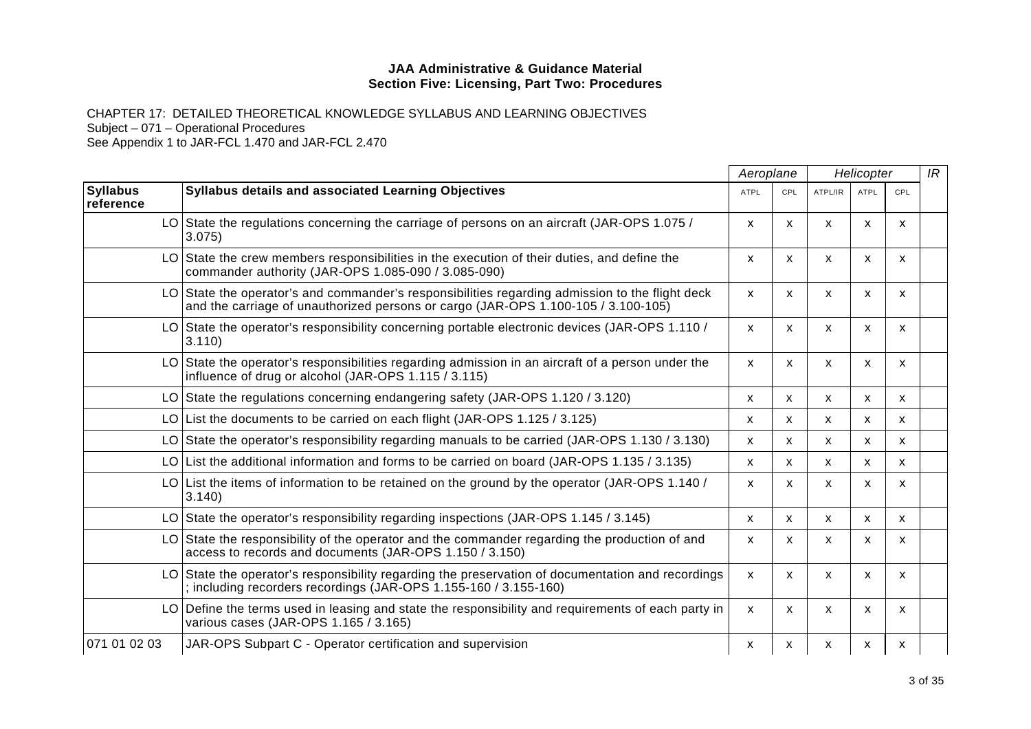**JAA Administrative & Guidance Material**
**Section Five: Licensing, Part Two: Procedures**

CHAPTER 17: DETAILED THEORETICAL KNOWLEDGE SYLLABUS AND LEARNING OBJECTIVES
Subject – 071 – Operational Procedures
See Appendix 1 to JAR-FCL 1.470 and JAR-FCL 2.470

| | | *Aeroplane* | | *Helicopter* | | | *IR* |
|---|---|---|---|---|---|---|---|
| **Syllabus reference** | **Syllabus details and associated Learning Objectives** | ATPL | CPL | ATPL/IR | ATPL | CPL | |
| LO | State the regulations concerning the carriage of persons on an aircraft (JAR-OPS 1.075 / 3.075) | x | x | x | x | x | |
| LO | State the crew members responsibilities in the execution of their duties, and define the commander authority (JAR-OPS 1.085-090 / 3.085-090) | x | x | x | x | x | |
| LO | State the operator's and commander's responsibilities regarding admission to the flight deck and the carriage of unauthorized persons or cargo (JAR-OPS 1.100-105 / 3.100-105) | x | x | x | x | x | |
| LO | State the operator's responsibility concerning portable electronic devices (JAR-OPS 1.110 / 3.110) | x | x | x | x | x | |
| LO | State the operator's responsibilities regarding admission in an aircraft of a person under the influence of drug or alcohol (JAR-OPS 1.115 / 3.115) | x | x | x | x | x | |
| LO | State the regulations concerning endangering safety (JAR-OPS 1.120 / 3.120) | x | x | x | x | x | |
| LO | List the documents to be carried on each flight (JAR-OPS 1.125 / 3.125) | x | x | x | x | x | |
| LO | State the operator's responsibility regarding manuals to be carried (JAR-OPS 1.130 / 3.130) | x | x | x | x | x | |
| LO | List the additional information and forms to be carried on board (JAR-OPS 1.135 / 3.135) | x | x | x | x | x | |
| LO | List the items of information to be retained on the ground by the operator (JAR-OPS 1.140 / 3.140) | x | x | x | x | x | |
| LO | State the operator's responsibility regarding inspections (JAR-OPS 1.145 / 3.145) | x | x | x | x | x | |
| LO | State the responsibility of the operator and the commander regarding the production of and access to records and documents (JAR-OPS 1.150 / 3.150) | x | x | x | x | x | |
| LO | State the operator's responsibility regarding the preservation of documentation and recordings ; including recorders recordings (JAR-OPS 1.155-160 / 3.155-160) | x | x | x | x | x | |
| LO | Define the terms used in leasing and state the responsibility and requirements of each party in various cases (JAR-OPS 1.165 / 3.165) | x | x | x | x | x | |
| 071 01 02 03 | JAR-OPS Subpart C - Operator certification and supervision | x | x | x | x | x | |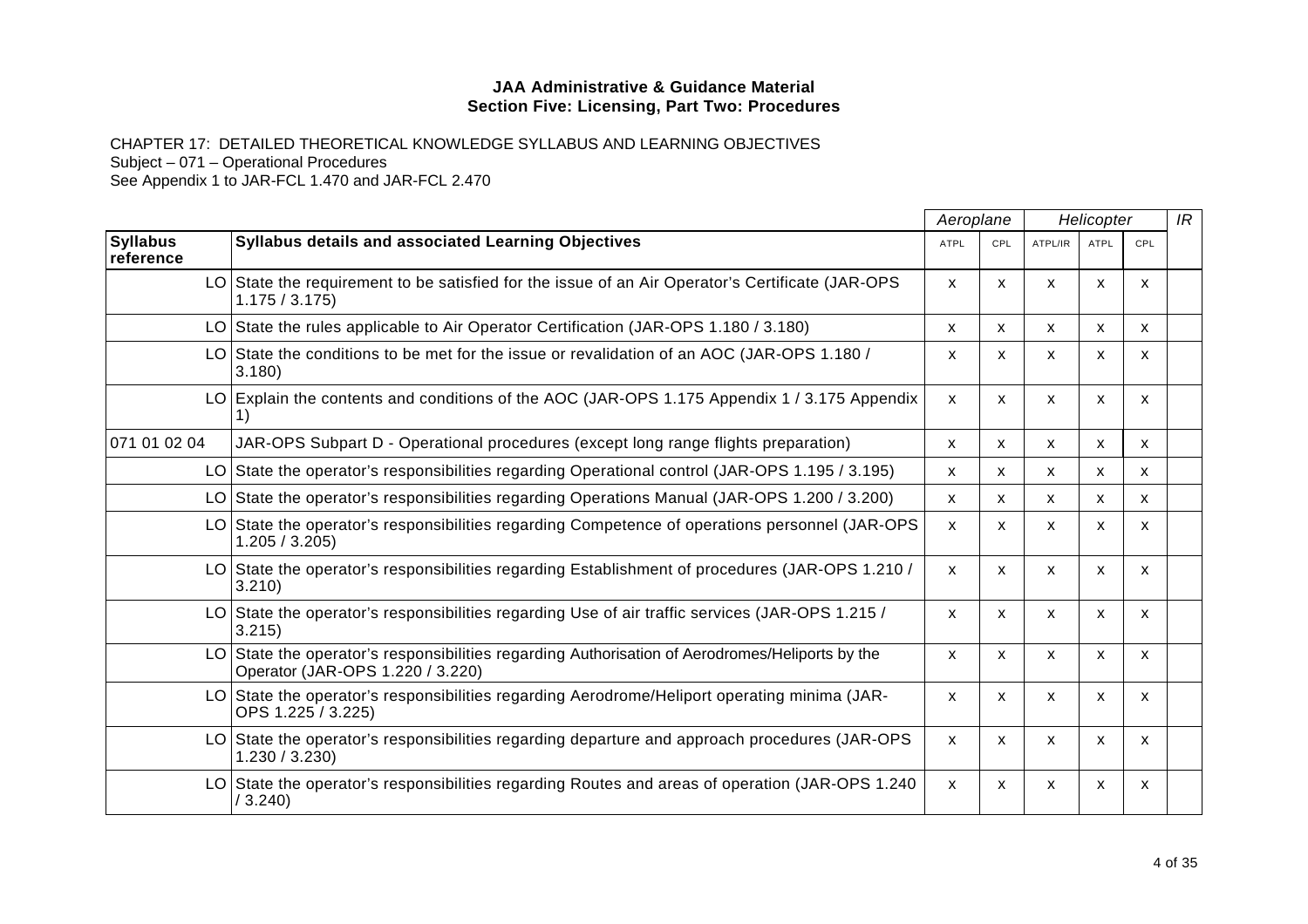**JAA Administrative & Guidance Material**
**Section Five: Licensing, Part Two: Procedures**

CHAPTER 17: DETAILED THEORETICAL KNOWLEDGE SYLLABUS AND LEARNING OBJECTIVES
Subject – 071 – Operational Procedures
See Appendix 1 to JAR-FCL 1.470 and JAR-FCL 2.470

| | | *Aeroplane* | | *Helicopter* | | | *IR* |
|---|---|---|---|---|---|---|---|
| **Syllabus reference** | **Syllabus details and associated Learning Objectives** | ATPL | CPL | ATPL/IR | ATPL | CPL | |
| LO | State the requirement to be satisfied for the issue of an Air Operator's Certificate (JAR-OPS 1.175 / 3.175) | x | x | x | x | x | |
| LO | State the rules applicable to Air Operator Certification (JAR-OPS 1.180 / 3.180) | x | x | x | x | x | |
| LO | State the conditions to be met for the issue or revalidation of an AOC (JAR-OPS 1.180 / 3.180) | x | x | x | x | x | |
| LO | Explain the contents and conditions of the AOC (JAR-OPS 1.175 Appendix 1 / 3.175 Appendix 1) | x | x | x | x | x | |
| 071 01 02 04 | JAR-OPS Subpart D - Operational procedures (except long range flights preparation) | x | x | x | x | x | |
| LO | State the operator's responsibilities regarding Operational control (JAR-OPS 1.195 / 3.195) | x | x | x | x | x | |
| LO | State the operator's responsibilities regarding Operations Manual (JAR-OPS 1.200 / 3.200) | x | x | x | x | x | |
| LO | State the operator's responsibilities regarding Competence of operations personnel (JAR-OPS 1.205 / 3.205) | x | x | x | x | x | |
| LO | State the operator's responsibilities regarding Establishment of procedures (JAR-OPS 1.210 / 3.210) | x | x | x | x | x | |
| LO | State the operator's responsibilities regarding Use of air traffic services (JAR-OPS 1.215 / 3.215) | x | x | x | x | x | |
| LO | State the operator's responsibilities regarding Authorisation of Aerodromes/Heliports by the Operator (JAR-OPS 1.220 / 3.220) | x | x | x | x | x | |
| LO | State the operator's responsibilities regarding Aerodrome/Heliport operating minima (JAR-OPS 1.225 / 3.225) | x | x | x | x | x | |
| LO | State the operator's responsibilities regarding departure and approach procedures (JAR-OPS 1.230 / 3.230) | x | x | x | x | x | |
| LO | State the operator's responsibilities regarding Routes and areas of operation (JAR-OPS 1.240 / 3.240) | x | x | x | x | x | |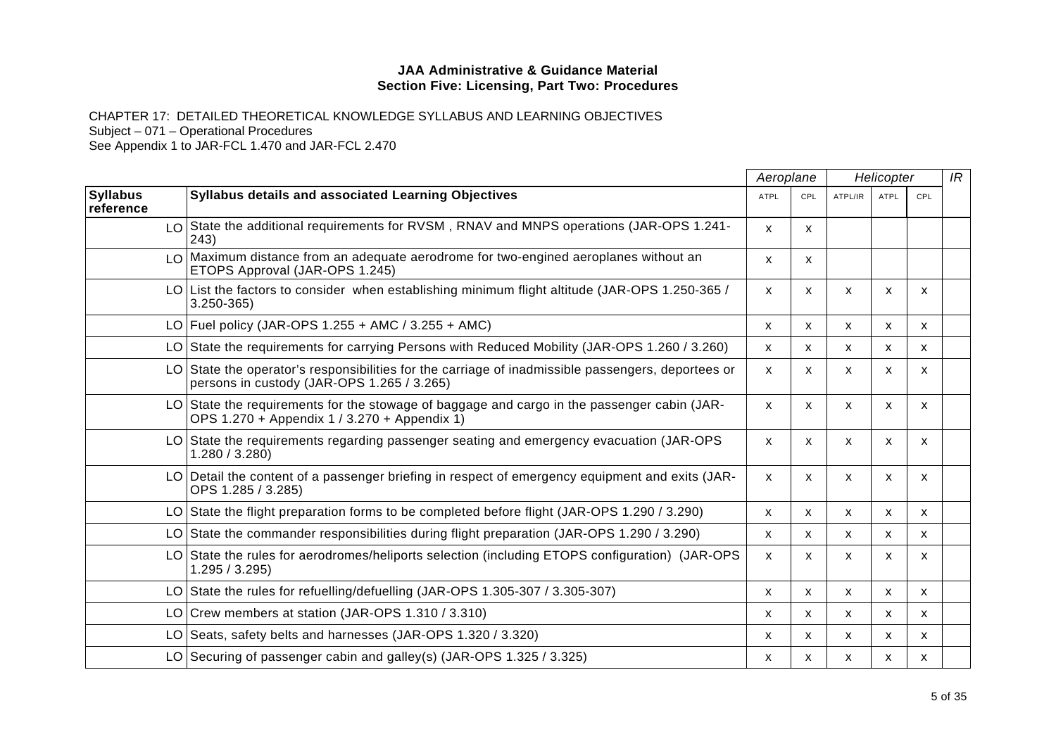**JAA Administrative & Guidance Material**
**Section Five: Licensing, Part Two: Procedures**

CHAPTER 17: DETAILED THEORETICAL KNOWLEDGE SYLLABUS AND LEARNING OBJECTIVES
Subject – 071 – Operational Procedures
See Appendix 1 to JAR-FCL 1.470 and JAR-FCL 2.470

| | | *Aeroplane* | | *Helicopter* | | | *IR* |
|---|---|---|---|---|---|---|---|
| **Syllabus reference** | **Syllabus details and associated Learning Objectives** | ATPL | CPL | ATPL/IR | ATPL | CPL | |
| LO | State the additional requirements for RVSM , RNAV and MNPS operations (JAR-OPS 1.241-243) | x | x | | | | |
| LO | Maximum distance from an adequate aerodrome for two-engined aeroplanes without an ETOPS Approval (JAR-OPS 1.245) | x | x | | | | |
| LO | List the factors to consider when establishing minimum flight altitude (JAR-OPS 1.250-365 / 3.250-365) | x | x | x | x | x | |
| LO | Fuel policy (JAR-OPS 1.255 + AMC / 3.255 + AMC) | x | x | x | x | x | |
| LO | State the requirements for carrying Persons with Reduced Mobility (JAR-OPS 1.260 / 3.260) | x | x | x | x | x | |
| LO | State the operator's responsibilities for the carriage of inadmissible passengers, deportees or persons in custody (JAR-OPS 1.265 / 3.265) | x | x | x | x | x | |
| LO | State the requirements for the stowage of baggage and cargo in the passenger cabin (JAR-OPS 1.270 + Appendix 1 / 3.270 + Appendix 1) | x | x | x | x | x | |
| LO | State the requirements regarding passenger seating and emergency evacuation (JAR-OPS 1.280 / 3.280) | x | x | x | x | x | |
| LO | Detail the content of a passenger briefing in respect of emergency equipment and exits (JAR-OPS 1.285 / 3.285) | x | x | x | x | x | |
| LO | State the flight preparation forms to be completed before flight (JAR-OPS 1.290 / 3.290) | x | x | x | x | x | |
| LO | State the commander responsibilities during flight preparation (JAR-OPS 1.290 / 3.290) | x | x | x | x | x | |
| LO | State the rules for aerodromes/heliports selection (including ETOPS configuration) (JAR-OPS 1.295 / 3.295) | x | x | x | x | x | |
| LO | State the rules for refuelling/defuelling (JAR-OPS 1.305-307 / 3.305-307) | x | x | x | x | x | |
| LO | Crew members at station (JAR-OPS 1.310 / 3.310) | x | x | x | x | x | |
| LO | Seats, safety belts and harnesses (JAR-OPS 1.320 / 3.320) | x | x | x | x | x | |
| LO | Securing of passenger cabin and galley(s) (JAR-OPS 1.325 / 3.325) | x | x | x | x | x | |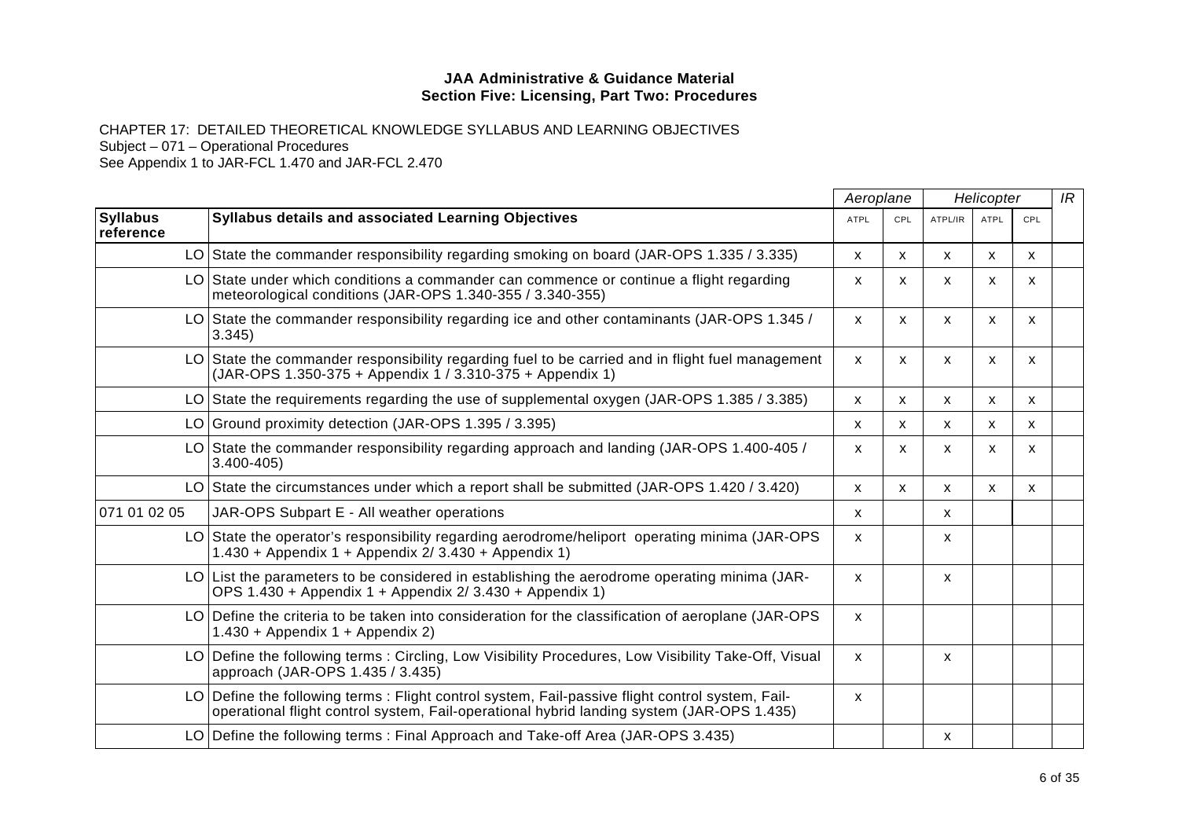**JAA Administrative & Guidance Material**
**Section Five: Licensing, Part Two: Procedures**

CHAPTER 17: DETAILED THEORETICAL KNOWLEDGE SYLLABUS AND LEARNING OBJECTIVES
Subject – 071 – Operational Procedures
See Appendix 1 to JAR-FCL 1.470 and JAR-FCL 2.470

| | | Aeroplane | | Helicopter | | | IR |
|---|---|---|---|---|---|---|---|
| **Syllabus reference** | **Syllabus details and associated Learning Objectives** | ATPL | CPL | ATPL/IR | ATPL | CPL | |
| LO | State the commander responsibility regarding smoking on board (JAR-OPS 1.335 / 3.335) | x | x | x | x | x | |
| LO | State under which conditions a commander can commence or continue a flight regarding meteorological conditions (JAR-OPS 1.340-355 / 3.340-355) | x | x | x | x | x | |
| LO | State the commander responsibility regarding ice and other contaminants (JAR-OPS 1.345 / 3.345) | x | x | x | x | x | |
| LO | State the commander responsibility regarding fuel to be carried and in flight fuel management (JAR-OPS 1.350-375 + Appendix 1 / 3.310-375 + Appendix 1) | x | x | x | x | x | |
| LO | State the requirements regarding the use of supplemental oxygen (JAR-OPS 1.385 / 3.385) | x | x | x | x | x | |
| LO | Ground proximity detection (JAR-OPS 1.395 / 3.395) | x | x | x | x | x | |
| LO | State the commander responsibility regarding approach and landing (JAR-OPS 1.400-405 / 3.400-405) | x | x | x | x | x | |
| LO | State the circumstances under which a report shall be submitted (JAR-OPS 1.420 / 3.420) | x | x | x | x | x | |
| 071 01 02 05 | JAR-OPS Subpart E - All weather operations | x | | x | | | |
| LO | State the operator's responsibility regarding aerodrome/heliport operating minima (JAR-OPS 1.430 + Appendix 1 + Appendix 2/ 3.430 + Appendix 1) | x | | x | | | |
| LO | List the parameters to be considered in establishing the aerodrome operating minima (JAR-OPS 1.430 + Appendix 1 + Appendix 2/ 3.430 + Appendix 1) | x | | x | | | |
| LO | Define the criteria to be taken into consideration for the classification of aeroplane (JAR-OPS 1.430 + Appendix 1 + Appendix 2) | x | | | | | |
| LO | Define the following terms : Circling, Low Visibility Procedures, Low Visibility Take-Off, Visual approach (JAR-OPS 1.435 / 3.435) | x | | x | | | |
| LO | Define the following terms : Flight control system, Fail-passive flight control system, Fail-operational flight control system, Fail-operational hybrid landing system (JAR-OPS 1.435) | x | | | | | |
| LO | Define the following terms : Final Approach and Take-off Area (JAR-OPS 3.435) | | | x | | | |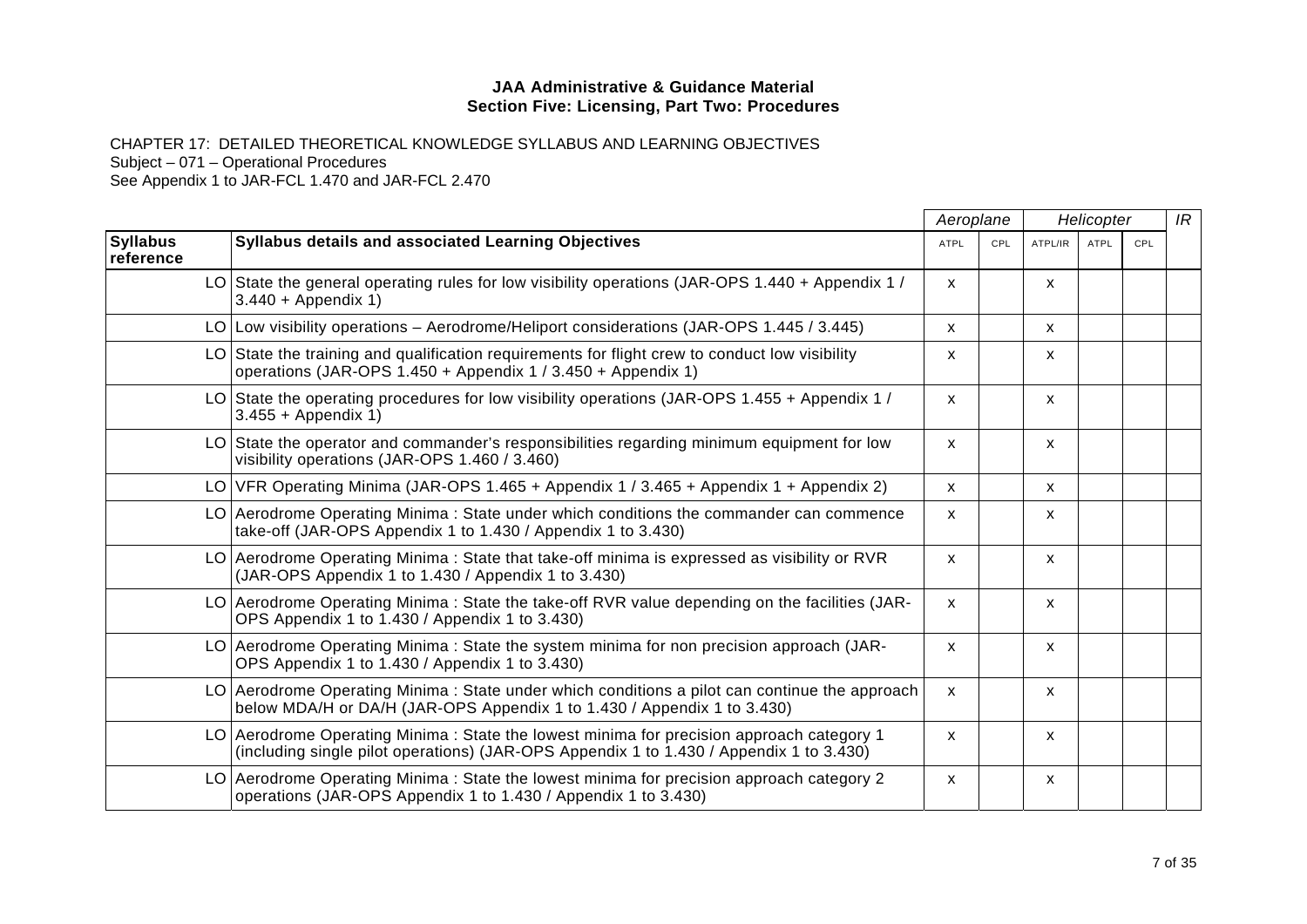**JAA Administrative & Guidance Material**
**Section Five: Licensing, Part Two: Procedures**

CHAPTER 17: DETAILED THEORETICAL KNOWLEDGE SYLLABUS AND LEARNING OBJECTIVES
Subject – 071 – Operational Procedures
See Appendix 1 to JAR-FCL 1.470 and JAR-FCL 2.470

| | | *Aeroplane* | | *Helicopter* | | | *IR* |
|---|---|---|---|---|---|---|---|
| **Syllabus reference** | **Syllabus details and associated Learning Objectives** | ATPL | CPL | ATPL/IR | ATPL | CPL | |
| LO | State the general operating rules for low visibility operations (JAR-OPS 1.440 + Appendix 1 / 3.440 + Appendix 1) | x | | x | | | |
| LO | Low visibility operations – Aerodrome/Heliport considerations (JAR-OPS 1.445 / 3.445) | x | | x | | | |
| LO | State the training and qualification requirements for flight crew to conduct low visibility operations (JAR-OPS 1.450 + Appendix 1 / 3.450 + Appendix 1) | x | | x | | | |
| LO | State the operating procedures for low visibility operations (JAR-OPS 1.455 + Appendix 1 / 3.455 + Appendix 1) | x | | x | | | |
| LO | State the operator and commander's responsibilities regarding minimum equipment for low visibility operations (JAR-OPS 1.460 / 3.460) | x | | x | | | |
| LO | VFR Operating Minima (JAR-OPS 1.465 + Appendix 1 / 3.465 + Appendix 1 + Appendix 2) | x | | x | | | |
| LO | Aerodrome Operating Minima : State under which conditions the commander can commence take-off (JAR-OPS Appendix 1 to 1.430 / Appendix 1 to 3.430) | x | | x | | | |
| LO | Aerodrome Operating Minima : State that take-off minima is expressed as visibility or RVR (JAR-OPS Appendix 1 to 1.430 / Appendix 1 to 3.430) | x | | x | | | |
| LO | Aerodrome Operating Minima : State the take-off RVR value depending on the facilities (JAR-OPS Appendix 1 to 1.430 / Appendix 1 to 3.430) | x | | x | | | |
| LO | Aerodrome Operating Minima : State the system minima for non precision approach (JAR-OPS Appendix 1 to 1.430 / Appendix 1 to 3.430) | x | | x | | | |
| LO | Aerodrome Operating Minima : State under which conditions a pilot can continue the approach below MDA/H or DA/H (JAR-OPS Appendix 1 to 1.430 / Appendix 1 to 3.430) | x | | x | | | |
| LO | Aerodrome Operating Minima : State the lowest minima for precision approach category 1 (including single pilot operations) (JAR-OPS Appendix 1 to 1.430 / Appendix 1 to 3.430) | x | | x | | | |
| LO | Aerodrome Operating Minima : State the lowest minima for precision approach category 2 operations (JAR-OPS Appendix 1 to 1.430 / Appendix 1 to 3.430) | x | | x | | | |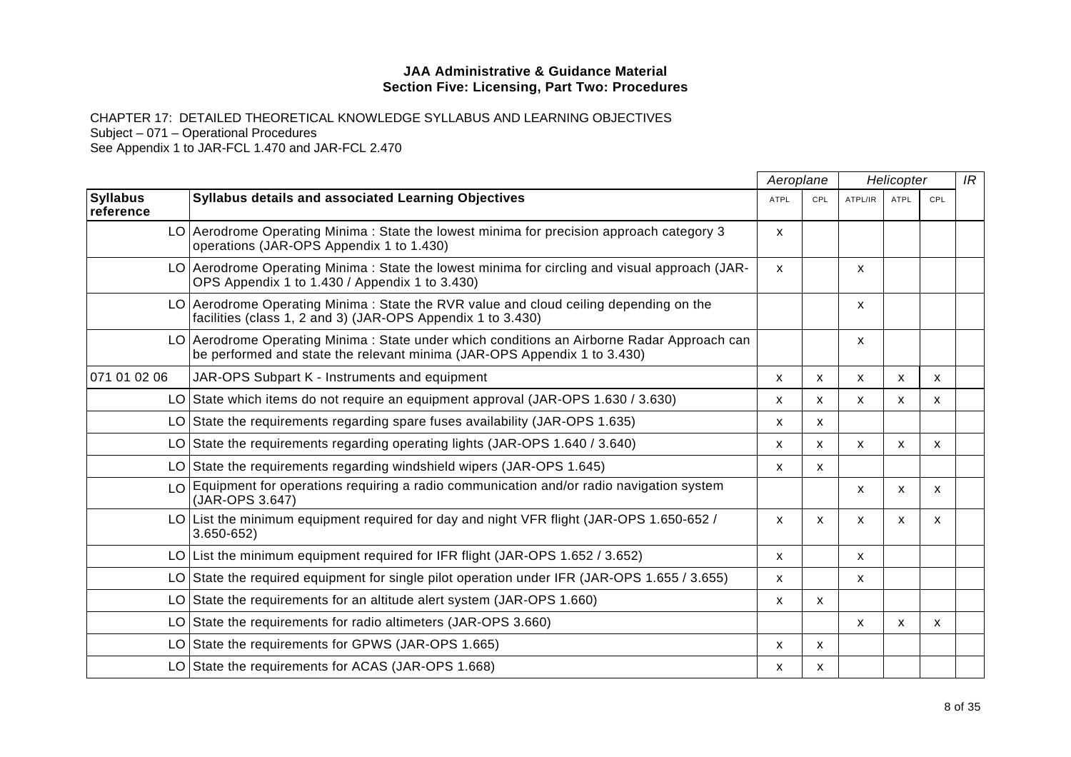**JAA Administrative & Guidance Material**
**Section Five: Licensing, Part Two: Procedures**

CHAPTER 17: DETAILED THEORETICAL KNOWLEDGE SYLLABUS AND LEARNING OBJECTIVES
Subject – 071 – Operational Procedures
See Appendix 1 to JAR-FCL 1.470 and JAR-FCL 2.470

| | | *Aeroplane* | | *Helicopter* | | | *IR* |
|---|---|---|---|---|---|---|---|
| **Syllabus reference** | **Syllabus details and associated Learning Objectives** | ATPL | CPL | ATPL/IR | ATPL | CPL | |
| LO | Aerodrome Operating Minima : State the lowest minima for precision approach category 3 operations (JAR-OPS Appendix 1 to 1.430) | x | | | | | |
| LO | Aerodrome Operating Minima : State the lowest minima for circling and visual approach (JAR-OPS Appendix 1 to 1.430 / Appendix 1 to 3.430) | x | | x | | | |
| LO | Aerodrome Operating Minima : State the RVR value and cloud ceiling depending on the facilities (class 1, 2 and 3) (JAR-OPS Appendix 1 to 3.430) | | | x | | | |
| LO | Aerodrome Operating Minima : State under which conditions an Airborne Radar Approach can be performed and state the relevant minima (JAR-OPS Appendix 1 to 3.430) | | | x | | | |
| 071 01 02 06 | JAR-OPS Subpart K - Instruments and equipment | x | x | x | x | x | |
| LO | State which items do not require an equipment approval (JAR-OPS 1.630 / 3.630) | x | x | x | x | x | |
| LO | State the requirements regarding spare fuses availability (JAR-OPS 1.635) | x | x | | | | |
| LO | State the requirements regarding operating lights (JAR-OPS 1.640 / 3.640) | x | x | x | x | x | |
| LO | State the requirements regarding windshield wipers (JAR-OPS 1.645) | x | x | | | | |
| LO | Equipment for operations requiring a radio communication and/or radio navigation system (JAR-OPS 3.647) | | | x | x | x | |
| LO | List the minimum equipment required for day and night VFR flight (JAR-OPS 1.650-652 / 3.650-652) | x | x | x | x | x | |
| LO | List the minimum equipment required for IFR flight (JAR-OPS 1.652 / 3.652) | x | | x | | | |
| LO | State the required equipment for single pilot operation under IFR (JAR-OPS 1.655 / 3.655) | x | | x | | | |
| LO | State the requirements for an altitude alert system (JAR-OPS 1.660) | x | x | | | | |
| LO | State the requirements for radio altimeters (JAR-OPS 3.660) | | | x | x | x | |
| LO | State the requirements for GPWS (JAR-OPS 1.665) | x | x | | | | |
| LO | State the requirements for ACAS (JAR-OPS 1.668) | x | x | | | | |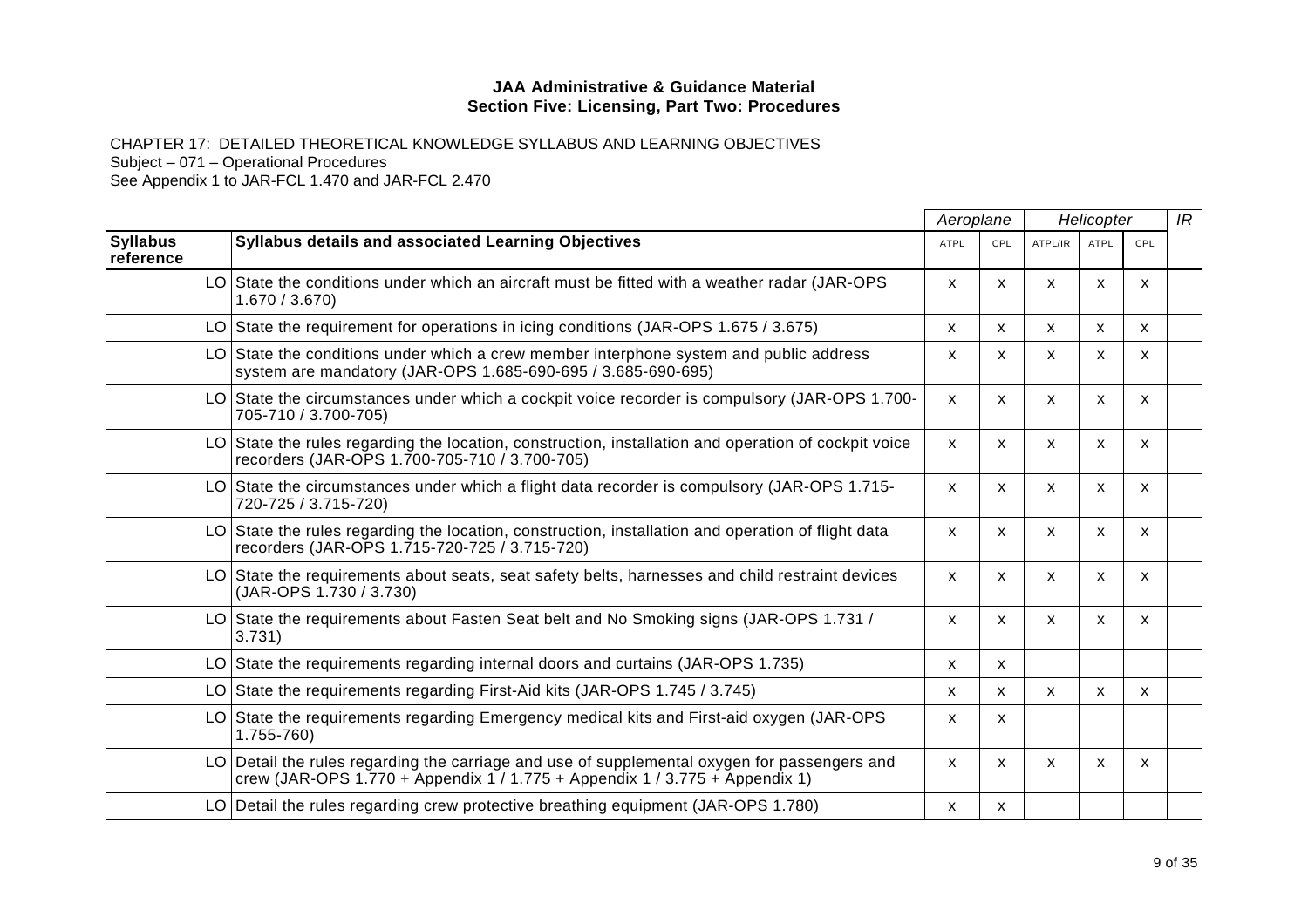**JAA Administrative & Guidance Material**
**Section Five: Licensing, Part Two: Procedures**

CHAPTER 17: DETAILED THEORETICAL KNOWLEDGE SYLLABUS AND LEARNING OBJECTIVES
Subject – 071 – Operational Procedures
See Appendix 1 to JAR-FCL 1.470 and JAR-FCL 2.470

| | | *Aeroplane* | | *Helicopter* | | | *IR* |
|---|---|---|---|---|---|---|---|
| **Syllabus reference** | **Syllabus details and associated Learning Objectives** | ATPL | CPL | ATPL/IR | ATPL | CPL | |
| LO | State the conditions under which an aircraft must be fitted with a weather radar (JAR-OPS 1.670 / 3.670) | x | x | x | x | x | |
| LO | State the requirement for operations in icing conditions (JAR-OPS 1.675 / 3.675) | x | x | x | x | x | |
| LO | State the conditions under which a crew member interphone system and public address system are mandatory (JAR-OPS 1.685-690-695 / 3.685-690-695) | x | x | x | x | x | |
| LO | State the circumstances under which a cockpit voice recorder is compulsory (JAR-OPS 1.700-705-710 / 3.700-705) | x | x | x | x | x | |
| LO | State the rules regarding the location, construction, installation and operation of cockpit voice recorders (JAR-OPS 1.700-705-710 / 3.700-705) | x | x | x | x | x | |
| LO | State the circumstances under which a flight data recorder is compulsory (JAR-OPS 1.715-720-725 / 3.715-720) | x | x | x | x | x | |
| LO | State the rules regarding the location, construction, installation and operation of flight data recorders (JAR-OPS 1.715-720-725 / 3.715-720) | x | x | x | x | x | |
| LO | State the requirements about seats, seat safety belts, harnesses and child restraint devices (JAR-OPS 1.730 / 3.730) | x | x | x | x | x | |
| LO | State the requirements about Fasten Seat belt and No Smoking signs (JAR-OPS 1.731 / 3.731) | x | x | x | x | x | |
| LO | State the requirements regarding internal doors and curtains (JAR-OPS 1.735) | x | x | | | | |
| LO | State the requirements regarding First-Aid kits (JAR-OPS 1.745 / 3.745) | x | x | x | x | x | |
| LO | State the requirements regarding Emergency medical kits and First-aid oxygen (JAR-OPS 1.755-760) | x | x | | | | |
| LO | Detail the rules regarding the carriage and use of supplemental oxygen for passengers and crew (JAR-OPS 1.770 + Appendix 1 / 1.775 + Appendix 1 / 3.775 + Appendix 1) | x | x | x | x | x | |
| LO | Detail the rules regarding crew protective breathing equipment (JAR-OPS 1.780) | x | x | | | | |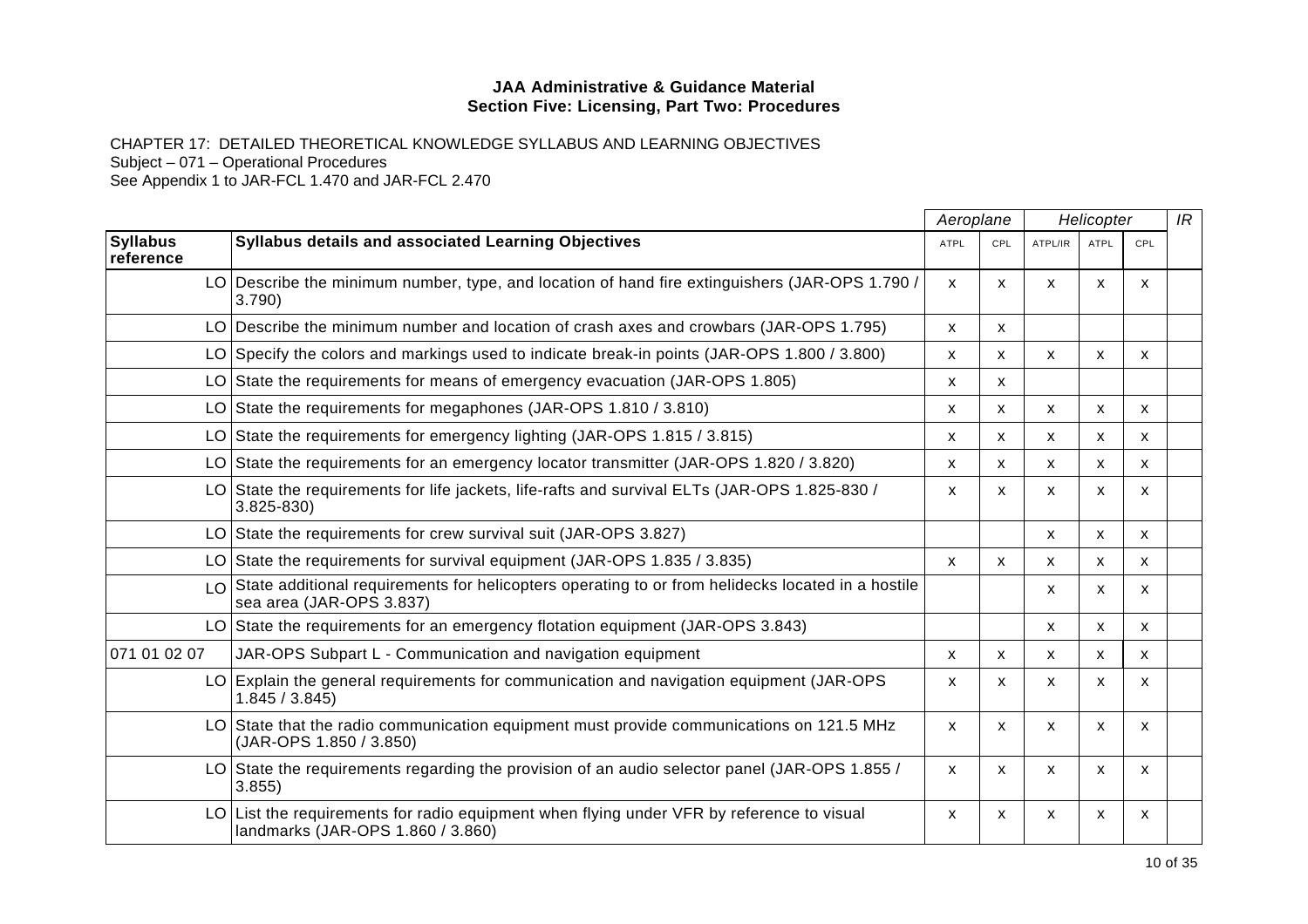**JAA Administrative & Guidance Material**
**Section Five: Licensing, Part Two: Procedures**

CHAPTER 17: DETAILED THEORETICAL KNOWLEDGE SYLLABUS AND LEARNING OBJECTIVES
Subject – 071 – Operational Procedures
See Appendix 1 to JAR-FCL 1.470 and JAR-FCL 2.470

| | | *Aeroplane* | | *Helicopter* | | | *IR* |
|---|---|---|---|---|---|---|---|
| **Syllabus reference** | **Syllabus details and associated Learning Objectives** | ATPL | CPL | ATPL/IR | ATPL | CPL | |
| LO | Describe the minimum number, type, and location of hand fire extinguishers (JAR-OPS 1.790 / 3.790) | x | x | x | x | x | |
| LO | Describe the minimum number and location of crash axes and crowbars (JAR-OPS 1.795) | x | x | | | | |
| LO | Specify the colors and markings used to indicate break-in points (JAR-OPS 1.800 / 3.800) | x | x | x | x | x | |
| LO | State the requirements for means of emergency evacuation (JAR-OPS 1.805) | x | x | | | | |
| LO | State the requirements for megaphones (JAR-OPS 1.810 / 3.810) | x | x | x | x | x | |
| LO | State the requirements for emergency lighting (JAR-OPS 1.815 / 3.815) | x | x | x | x | x | |
| LO | State the requirements for an emergency locator transmitter (JAR-OPS 1.820 / 3.820) | x | x | x | x | x | |
| LO | State the requirements for life jackets, life-rafts and survival ELTs (JAR-OPS 1.825-830 / 3.825-830) | x | x | x | x | x | |
| LO | State the requirements for crew survival suit (JAR-OPS 3.827) | | | x | x | x | |
| LO | State the requirements for survival equipment (JAR-OPS 1.835 / 3.835) | x | x | x | x | x | |
| LO | State additional requirements for helicopters operating to or from helidecks located in a hostile sea area (JAR-OPS 3.837) | | | x | x | x | |
| LO | State the requirements for an emergency flotation equipment (JAR-OPS 3.843) | | | x | x | x | |
| 071 01 02 07 | JAR-OPS Subpart L - Communication and navigation equipment | x | x | x | x | x | |
| LO | Explain the general requirements for communication and navigation equipment (JAR-OPS 1.845 / 3.845) | x | x | x | x | x | |
| LO | State that the radio communication equipment must provide communications on 121.5 MHz (JAR-OPS 1.850 / 3.850) | x | x | x | x | x | |
| LO | State the requirements regarding the provision of an audio selector panel (JAR-OPS 1.855 / 3.855) | x | x | x | x | x | |
| LO | List the requirements for radio equipment when flying under VFR by reference to visual landmarks (JAR-OPS 1.860 / 3.860) | x | x | x | x | x | |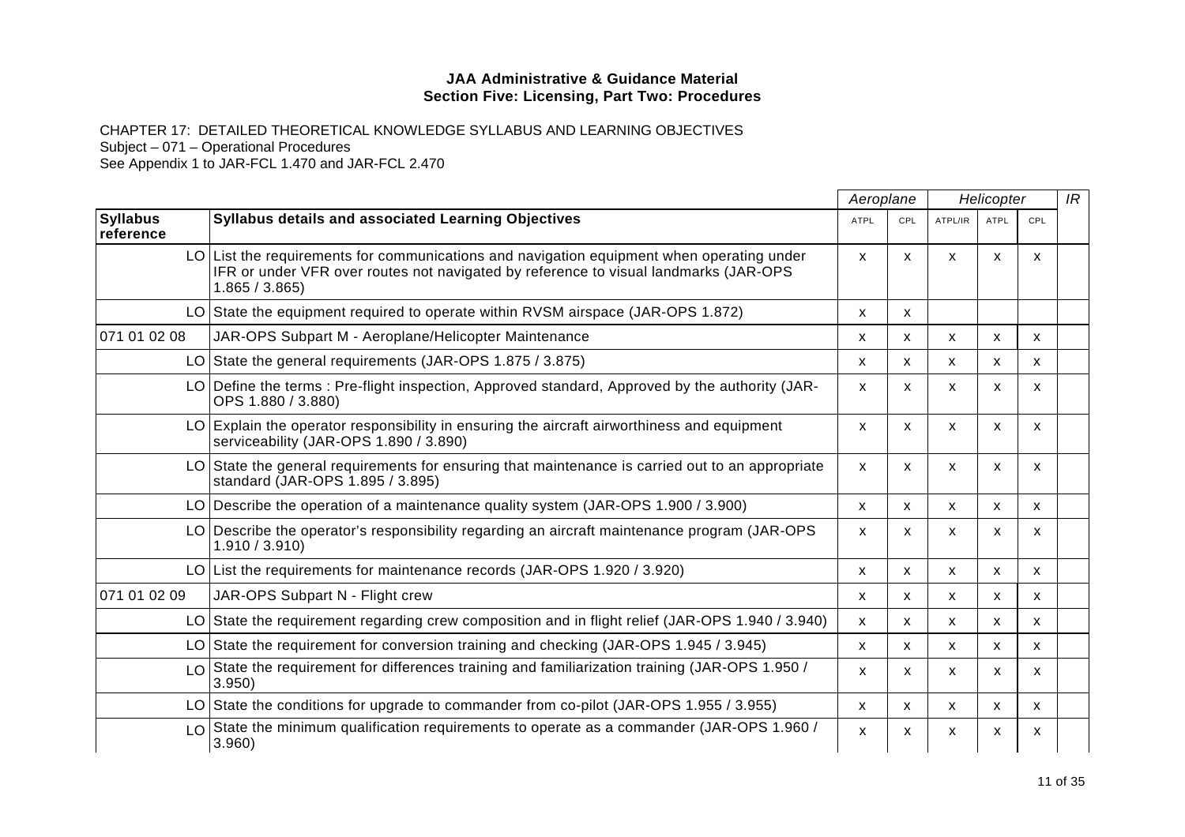**JAA Administrative & Guidance Material**
**Section Five: Licensing, Part Two: Procedures**

CHAPTER 17: DETAILED THEORETICAL KNOWLEDGE SYLLABUS AND LEARNING OBJECTIVES
Subject – 071 – Operational Procedures
See Appendix 1 to JAR-FCL 1.470 and JAR-FCL 2.470

| | | Aeroplane | | Helicopter | | | IR |
|---|---|---|---|---|---|---|---|
| **Syllabus reference** | **Syllabus details and associated Learning Objectives** | ATPL | CPL | ATPL/IR | ATPL | CPL | |
| LO | List the requirements for communications and navigation equipment when operating under IFR or under VFR over routes not navigated by reference to visual landmarks (JAR-OPS 1.865 / 3.865) | x | x | x | x | x | |
| LO | State the equipment required to operate within RVSM airspace (JAR-OPS 1.872) | x | x | | | | |
| 071 01 02 08 | JAR-OPS Subpart M - Aeroplane/Helicopter Maintenance | x | x | x | x | x | |
| LO | State the general requirements (JAR-OPS 1.875 / 3.875) | x | x | x | x | x | |
| LO | Define the terms : Pre-flight inspection, Approved standard, Approved by the authority (JAR-OPS 1.880 / 3.880) | x | x | x | x | x | |
| LO | Explain the operator responsibility in ensuring the aircraft airworthiness and equipment serviceability (JAR-OPS 1.890 / 3.890) | x | x | x | x | x | |
| LO | State the general requirements for ensuring that maintenance is carried out to an appropriate standard (JAR-OPS 1.895 / 3.895) | x | x | x | x | x | |
| LO | Describe the operation of a maintenance quality system (JAR-OPS 1.900 / 3.900) | x | x | x | x | x | |
| LO | Describe the operator's responsibility regarding an aircraft maintenance program (JAR-OPS 1.910 / 3.910) | x | x | x | x | x | |
| LO | List the requirements for maintenance records (JAR-OPS 1.920 / 3.920) | x | x | x | x | x | |
| 071 01 02 09 | JAR-OPS Subpart N - Flight crew | x | x | x | x | x | |
| LO | State the requirement regarding crew composition and in flight relief (JAR-OPS 1.940 / 3.940) | x | x | x | x | x | |
| LO | State the requirement for conversion training and checking (JAR-OPS 1.945 / 3.945) | x | x | x | x | x | |
| LO | State the requirement for differences training and familiarization training (JAR-OPS 1.950 / 3.950) | x | x | x | x | x | |
| LO | State the conditions for upgrade to commander from co-pilot (JAR-OPS 1.955 / 3.955) | x | x | x | x | x | |
| LO | State the minimum qualification requirements to operate as a commander (JAR-OPS 1.960 / 3.960) | x | x | x | x | x | |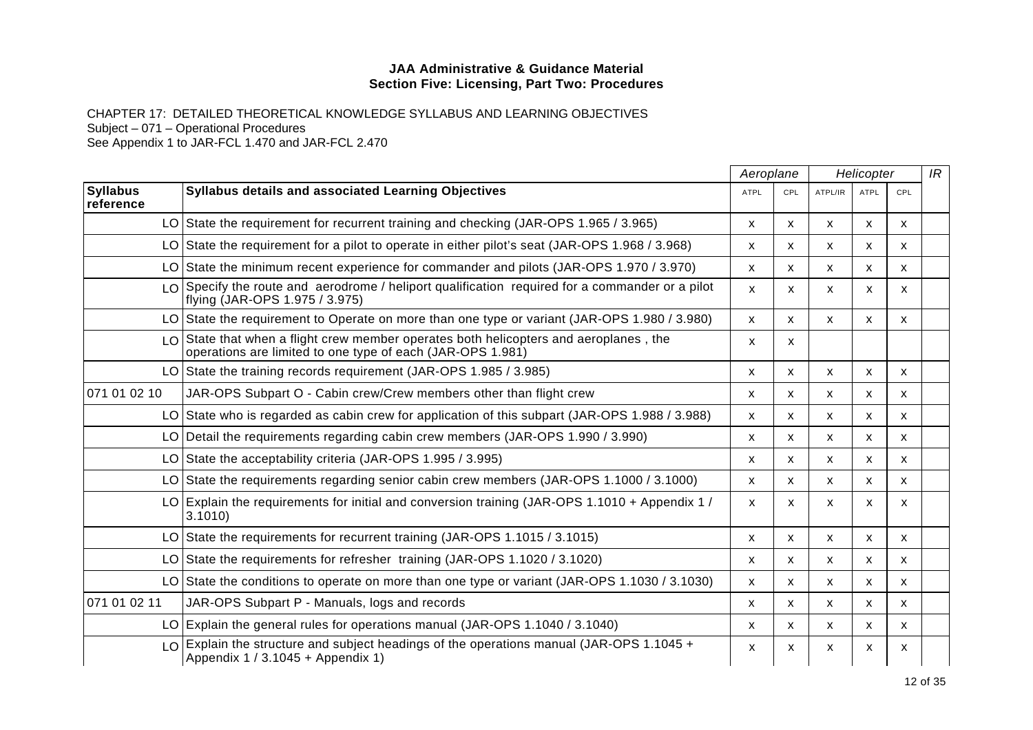**JAA Administrative & Guidance Material**
**Section Five: Licensing, Part Two: Procedures**

CHAPTER 17: DETAILED THEORETICAL KNOWLEDGE SYLLABUS AND LEARNING OBJECTIVES
Subject – 071 – Operational Procedures
See Appendix 1 to JAR-FCL 1.470 and JAR-FCL 2.470

| | | *Aeroplane* | | *Helicopter* | | | *IR* |
|---|---|---|---|---|---|---|---|
| **Syllabus reference** | **Syllabus details and associated Learning Objectives** | ATPL | CPL | ATPL/IR | ATPL | CPL | |
| LO | State the requirement for recurrent training and checking (JAR-OPS 1.965 / 3.965) | x | x | x | x | x | |
| LO | State the requirement for a pilot to operate in either pilot's seat (JAR-OPS 1.968 / 3.968) | x | x | x | x | x | |
| LO | State the minimum recent experience for commander and pilots (JAR-OPS 1.970 / 3.970) | x | x | x | x | x | |
| LO | Specify the route and aerodrome / heliport qualification required for a commander or a pilot flying (JAR-OPS 1.975 / 3.975) | x | x | x | x | x | |
| LO | State the requirement to Operate on more than one type or variant (JAR-OPS 1.980 / 3.980) | x | x | x | x | x | |
| LO | State that when a flight crew member operates both helicopters and aeroplanes , the operations are limited to one type of each (JAR-OPS 1.981) | x | x | | | | |
| LO | State the training records requirement (JAR-OPS 1.985 / 3.985) | x | x | x | x | x | |
| 071 01 02 10 | JAR-OPS Subpart O - Cabin crew/Crew members other than flight crew | x | x | x | x | x | |
| LO | State who is regarded as cabin crew for application of this subpart (JAR-OPS 1.988 / 3.988) | x | x | x | x | x | |
| LO | Detail the requirements regarding cabin crew members (JAR-OPS 1.990 / 3.990) | x | x | x | x | x | |
| LO | State the acceptability criteria (JAR-OPS 1.995 / 3.995) | x | x | x | x | x | |
| LO | State the requirements regarding senior cabin crew members (JAR-OPS 1.1000 / 3.1000) | x | x | x | x | x | |
| LO | Explain the requirements for initial and conversion training (JAR-OPS 1.1010 + Appendix 1 / 3.1010) | x | x | x | x | x | |
| LO | State the requirements for recurrent training (JAR-OPS 1.1015 / 3.1015) | x | x | x | x | x | |
| LO | State the requirements for refresher training (JAR-OPS 1.1020 / 3.1020) | x | x | x | x | x | |
| LO | State the conditions to operate on more than one type or variant (JAR-OPS 1.1030 / 3.1030) | x | x | x | x | x | |
| 071 01 02 11 | JAR-OPS Subpart P - Manuals, logs and records | x | x | x | x | x | |
| LO | Explain the general rules for operations manual (JAR-OPS 1.1040 / 3.1040) | x | x | x | x | x | |
| LO | Explain the structure and subject headings of the operations manual (JAR-OPS 1.1045 + Appendix 1 / 3.1045 + Appendix 1) | x | x | x | x | x | |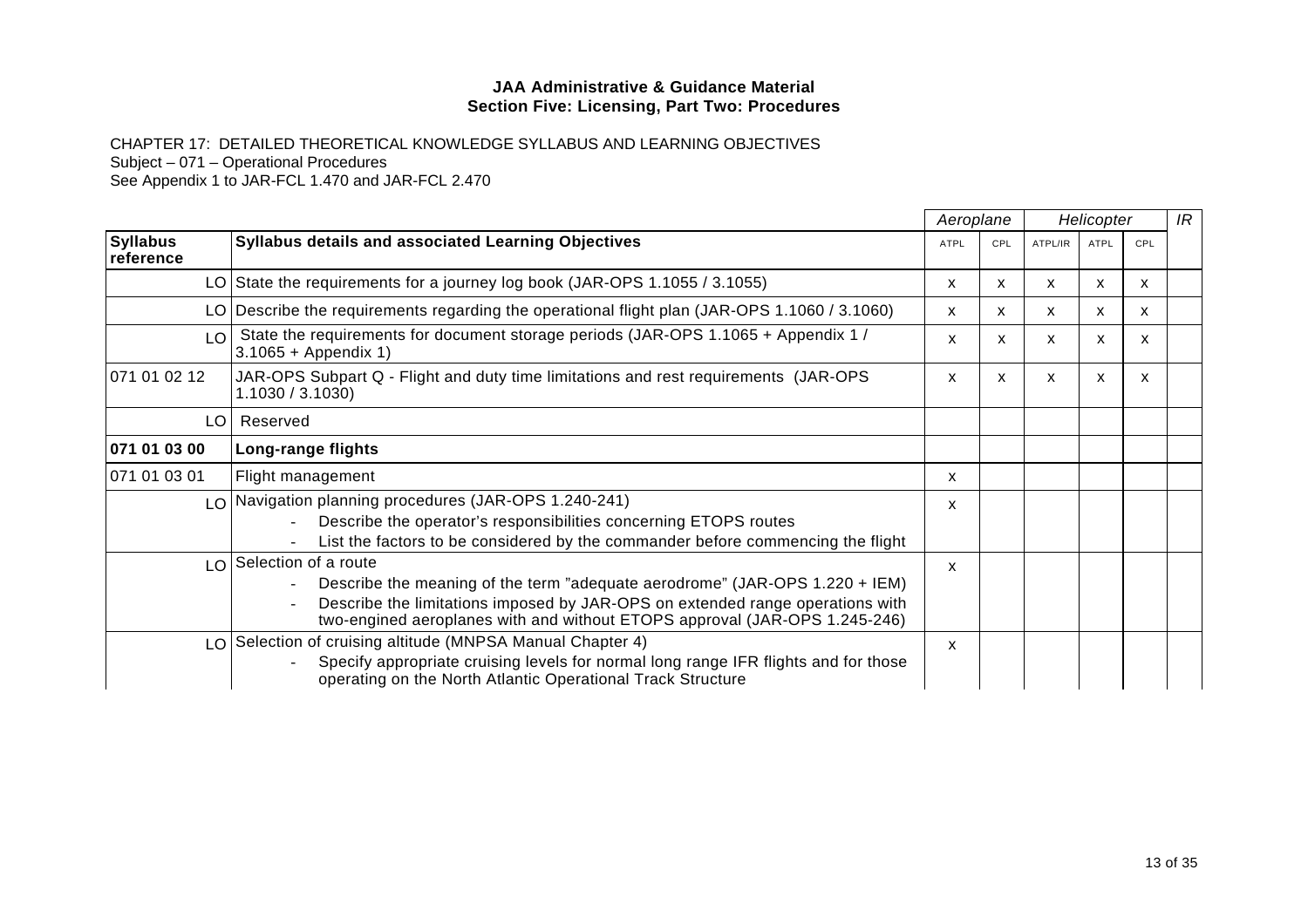**JAA Administrative & Guidance Material**
**Section Five: Licensing, Part Two: Procedures**

CHAPTER 17: DETAILED THEORETICAL KNOWLEDGE SYLLABUS AND LEARNING OBJECTIVES
Subject – 071 – Operational Procedures
See Appendix 1 to JAR-FCL 1.470 and JAR-FCL 2.470

| | | *Aeroplane* | | *Helicopter* | | | *IR* |
|---|---|---|---|---|---|---|---|
| **Syllabus reference** | **Syllabus details and associated Learning Objectives** | ATPL | CPL | ATPL/IR | ATPL | CPL | |
| LO | State the requirements for a journey log book (JAR-OPS 1.1055 / 3.1055) | x | x | x | x | x | |
| LO | Describe the requirements regarding the operational flight plan (JAR-OPS 1.1060 / 3.1060) | x | x | x | x | x | |
| LO | State the requirements for document storage periods (JAR-OPS 1.1065 + Appendix 1 / 3.1065 + Appendix 1) | x | x | x | x | x | |
| 071 01 02 12 | JAR-OPS Subpart Q - Flight and duty time limitations and rest requirements (JAR-OPS 1.1030 / 3.1030) | x | x | x | x | x | |
| LO | Reserved | | | | | | |
| **071 01 03 00** | **Long-range flights** | | | | | | |
| 071 01 03 01 | Flight management | x | | | | | |
| LO | Navigation planning procedures (JAR-OPS 1.240-241)<br>- Describe the operator's responsibilities concerning ETOPS routes<br>- List the factors to be considered by the commander before commencing the flight | x | | | | | |
| LO | Selection of a route<br>- Describe the meaning of the term "adequate aerodrome" (JAR-OPS 1.220 + IEM)<br>- Describe the limitations imposed by JAR-OPS on extended range operations with two-engined aeroplanes with and without ETOPS approval (JAR-OPS 1.245-246) | x | | | | | |
| LO | Selection of cruising altitude (MNPSA Manual Chapter 4)<br>- Specify appropriate cruising levels for normal long range IFR flights and for those operating on the North Atlantic Operational Track Structure | x | | | | | |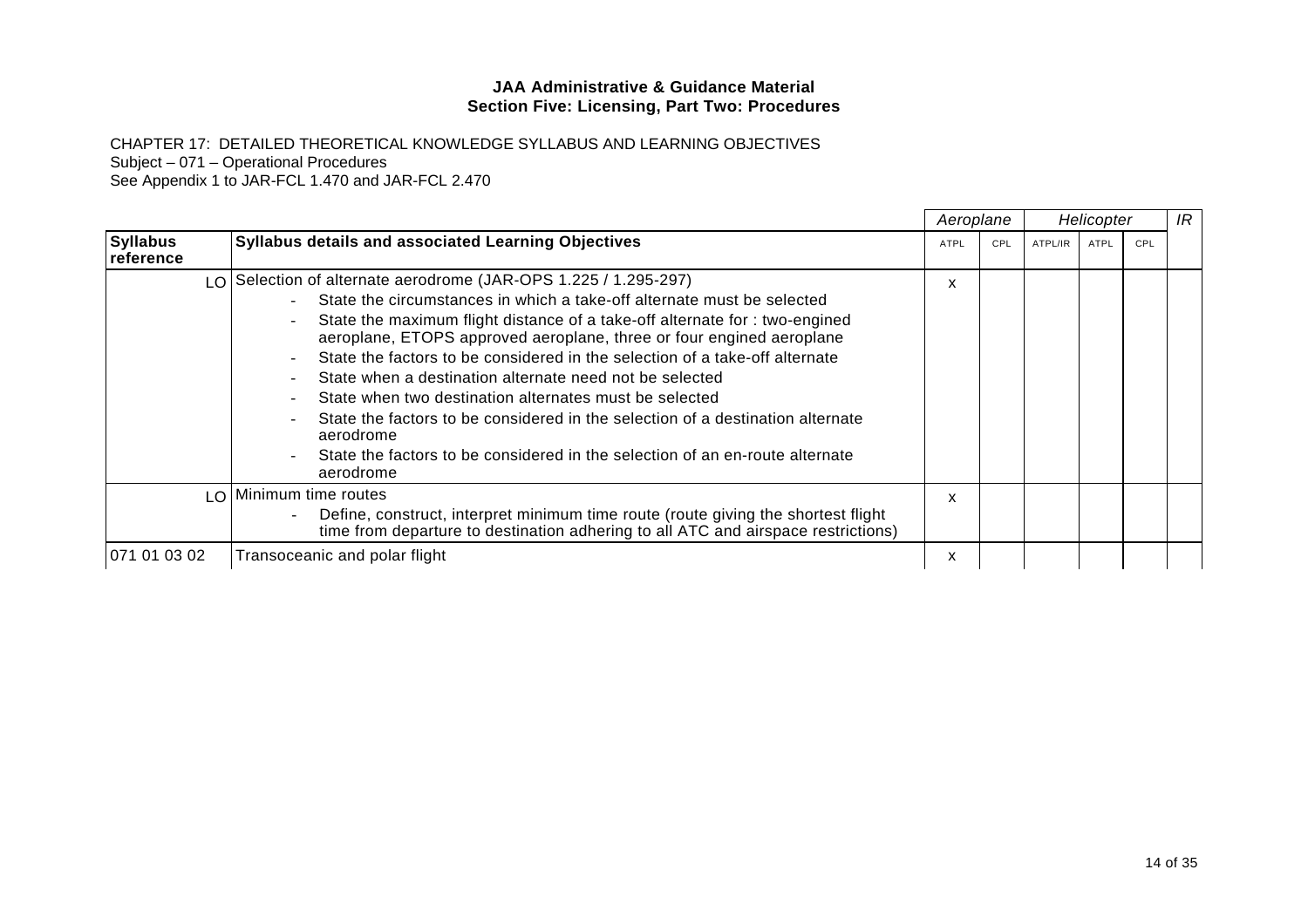**JAA Administrative & Guidance Material**
**Section Five: Licensing, Part Two: Procedures**

CHAPTER 17: DETAILED THEORETICAL KNOWLEDGE SYLLABUS AND LEARNING OBJECTIVES
Subject – 071 – Operational Procedures
See Appendix 1 to JAR-FCL 1.470 and JAR-FCL 2.470

| | | Aeroplane | | Helicopter | | | IR |
|---|---|---|---|---|---|---|---|
| **Syllabus reference** | **Syllabus details and associated Learning Objectives** | ATPL | CPL | ATPL/IR | ATPL | CPL | |
| LO | Selection of alternate aerodrome (JAR-OPS 1.225 / 1.295-297)<br>- State the circumstances in which a take-off alternate must be selected<br>- State the maximum flight distance of a take-off alternate for : two-engined aeroplane, ETOPS approved aeroplane, three or four engined aeroplane<br>- State the factors to be considered in the selection of a take-off alternate<br>- State when a destination alternate need not be selected<br>- State when two destination alternates must be selected<br>- State the factors to be considered in the selection of a destination alternate aerodrome<br>- State the factors to be considered in the selection of an en-route alternate aerodrome | x | | | | | |
| LO | Minimum time routes<br>- Define, construct, interpret minimum time route (route giving the shortest flight time from departure to destination adhering to all ATC and airspace restrictions) | x | | | | | |
| 071 01 03 02 | Transoceanic and polar flight | x | | | | | |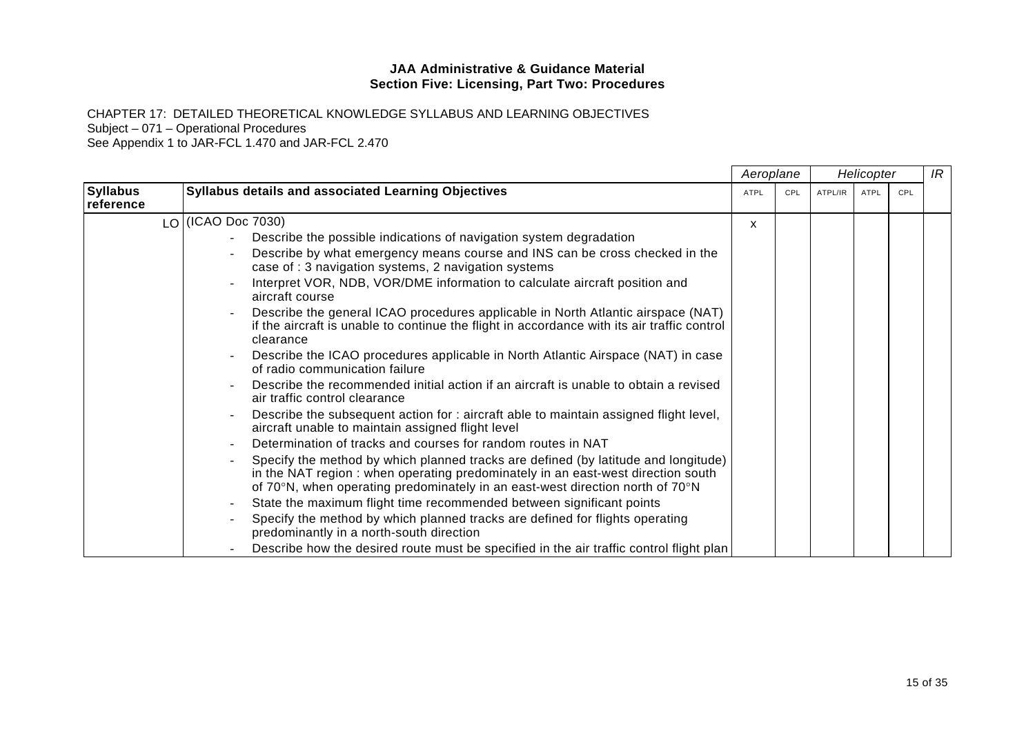**JAA Administrative & Guidance Material**
**Section Five: Licensing, Part Two: Procedures**

CHAPTER 17: DETAILED THEORETICAL KNOWLEDGE SYLLABUS AND LEARNING OBJECTIVES
Subject – 071 – Operational Procedures
See Appendix 1 to JAR-FCL 1.470 and JAR-FCL 2.470

| | | *Aeroplane* | | *Helicopter* | | | *IR* |
|---|---|---|---|---|---|---|---|
| **Syllabus reference** | **Syllabus details and associated Learning Objectives** | ATPL | CPL | ATPL/IR | ATPL | CPL | |
| LO | (ICAO Doc 7030)<br>- Describe the possible indications of navigation system degradation<br>- Describe by what emergency means course and INS can be cross checked in the case of : 3 navigation systems, 2 navigation systems<br>- Interpret VOR, NDB, VOR/DME information to calculate aircraft position and aircraft course<br>- Describe the general ICAO procedures applicable in North Atlantic airspace (NAT) if the aircraft is unable to continue the flight in accordance with its air traffic control clearance<br>- Describe the ICAO procedures applicable in North Atlantic Airspace (NAT) in case of radio communication failure<br>- Describe the recommended initial action if an aircraft is unable to obtain a revised air traffic control clearance<br>- Describe the subsequent action for : aircraft able to maintain assigned flight level, aircraft unable to maintain assigned flight level<br>- Determination of tracks and courses for random routes in NAT<br>- Specify the method by which planned tracks are defined (by latitude and longitude) in the NAT region : when operating predominately in an east-west direction south of 70°N, when operating predominately in an east-west direction north of 70°N<br>- State the maximum flight time recommended between significant points<br>- Specify the method by which planned tracks are defined for flights operating predominantly in a north-south direction<br>- Describe how the desired route must be specified in the air traffic control flight plan | x | | | | | |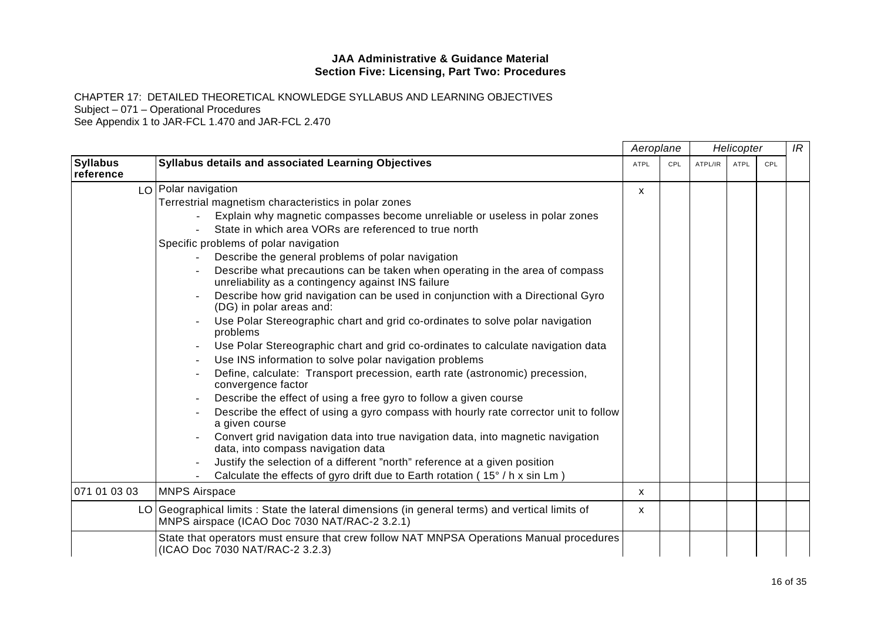**JAA Administrative & Guidance Material**
**Section Five: Licensing, Part Two: Procedures**

CHAPTER 17: DETAILED THEORETICAL KNOWLEDGE SYLLABUS AND LEARNING OBJECTIVES
Subject – 071 – Operational Procedures
See Appendix 1 to JAR-FCL 1.470 and JAR-FCL 2.470

| | | *Aeroplane* | | *Helicopter* | | | *IR* |
|---|---|---|---|---|---|---|---|
| **Syllabus reference** | **Syllabus details and associated Learning Objectives** | ATPL | CPL | ATPL/IR | ATPL | CPL | |
| LO | Polar navigation<br>Terrestrial magnetism characteristics in polar zones<br>- Explain why magnetic compasses become unreliable or useless in polar zones<br>- State in which area VORs are referenced to true north<br>Specific problems of polar navigation<br>- Describe the general problems of polar navigation<br>- Describe what precautions can be taken when operating in the area of compass unreliability as a contingency against INS failure<br>- Describe how grid navigation can be used in conjunction with a Directional Gyro (DG) in polar areas and:<br>- Use Polar Stereographic chart and grid co-ordinates to solve polar navigation problems<br>- Use Polar Stereographic chart and grid co-ordinates to calculate navigation data<br>- Use INS information to solve polar navigation problems<br>- Define, calculate: Transport precession, earth rate (astronomic) precession, convergence factor<br>- Describe the effect of using a free gyro to follow a given course<br>- Describe the effect of using a gyro compass with hourly rate corrector unit to follow a given course<br>- Convert grid navigation data into true navigation data, into magnetic navigation data, into compass navigation data<br>- Justify the selection of a different "north" reference at a given position<br>- Calculate the effects of gyro drift due to Earth rotation ( 15° / h x sin Lm ) | x | | | | | |
| 071 01 03 03 | MNPS Airspace | x | | | | | |
| LO | Geographical limits : State the lateral dimensions (in general terms) and vertical limits of MNPS airspace (ICAO Doc 7030 NAT/RAC-2 3.2.1) | x | | | | | |
| | State that operators must ensure that crew follow NAT MNPSA Operations Manual procedures (ICAO Doc 7030 NAT/RAC-2 3.2.3) | | | | | | |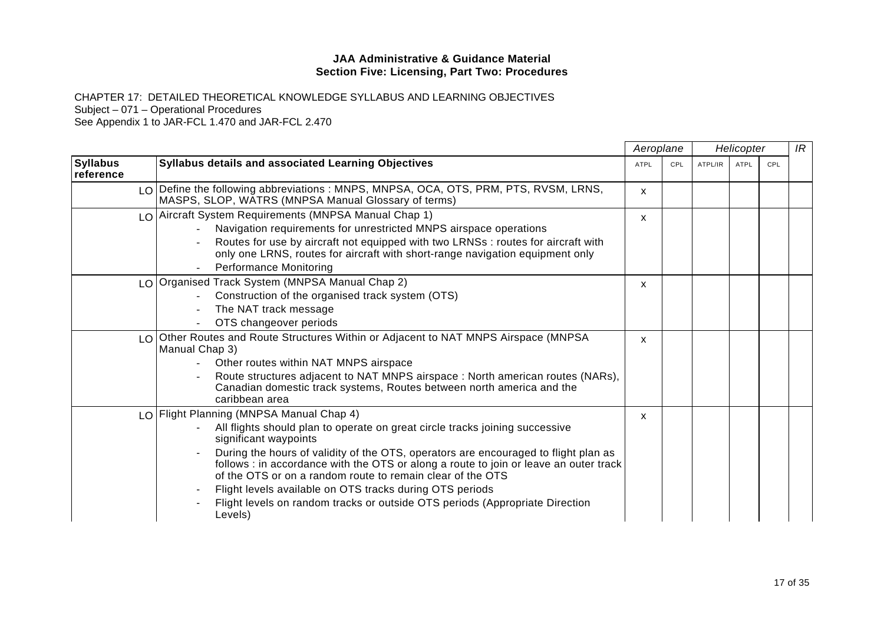**JAA Administrative & Guidance Material**
**Section Five: Licensing, Part Two: Procedures**

CHAPTER 17: DETAILED THEORETICAL KNOWLEDGE SYLLABUS AND LEARNING OBJECTIVES
Subject – 071 – Operational Procedures
See Appendix 1 to JAR-FCL 1.470 and JAR-FCL 2.470

| | | *Aeroplane* | | *Helicopter* | | | *IR* |
|---|---|---|---|---|---|---|---|
| **Syllabus reference** | **Syllabus details and associated Learning Objectives** | ATPL | CPL | ATPL/IR | ATPL | CPL | |
| LO | Define the following abbreviations : MNPS, MNPSA, OCA, OTS, PRM, PTS, RVSM, LRNS, MASPS, SLOP, WATRS (MNPSA Manual Glossary of terms) | x | | | | | |
| LO | Aircraft System Requirements (MNPSA Manual Chap 1)<br>- Navigation requirements for unrestricted MNPS airspace operations<br>- Routes for use by aircraft not equipped with two LRNSs : routes for aircraft with only one LRNS, routes for aircraft with short-range navigation equipment only<br>- Performance Monitoring | x | | | | | |
| LO | Organised Track System (MNPSA Manual Chap 2)<br>- Construction of the organised track system (OTS)<br>- The NAT track message<br>- OTS changeover periods | x | | | | | |
| LO | Other Routes and Route Structures Within or Adjacent to NAT MNPS Airspace (MNPSA Manual Chap 3)<br>- Other routes within NAT MNPS airspace<br>- Route structures adjacent to NAT MNPS airspace : North american routes (NARs), Canadian domestic track systems, Routes between north america and the caribbean area | x | | | | | |
| LO | Flight Planning (MNPSA Manual Chap 4)<br>- All flights should plan to operate on great circle tracks joining successive significant waypoints<br>- During the hours of validity of the OTS, operators are encouraged to flight plan as follows : in accordance with the OTS or along a route to join or leave an outer track of the OTS or on a random route to remain clear of the OTS<br>- Flight levels available on OTS tracks during OTS periods<br>- Flight levels on random tracks or outside OTS periods (Appropriate Direction Levels) | x | | | | | |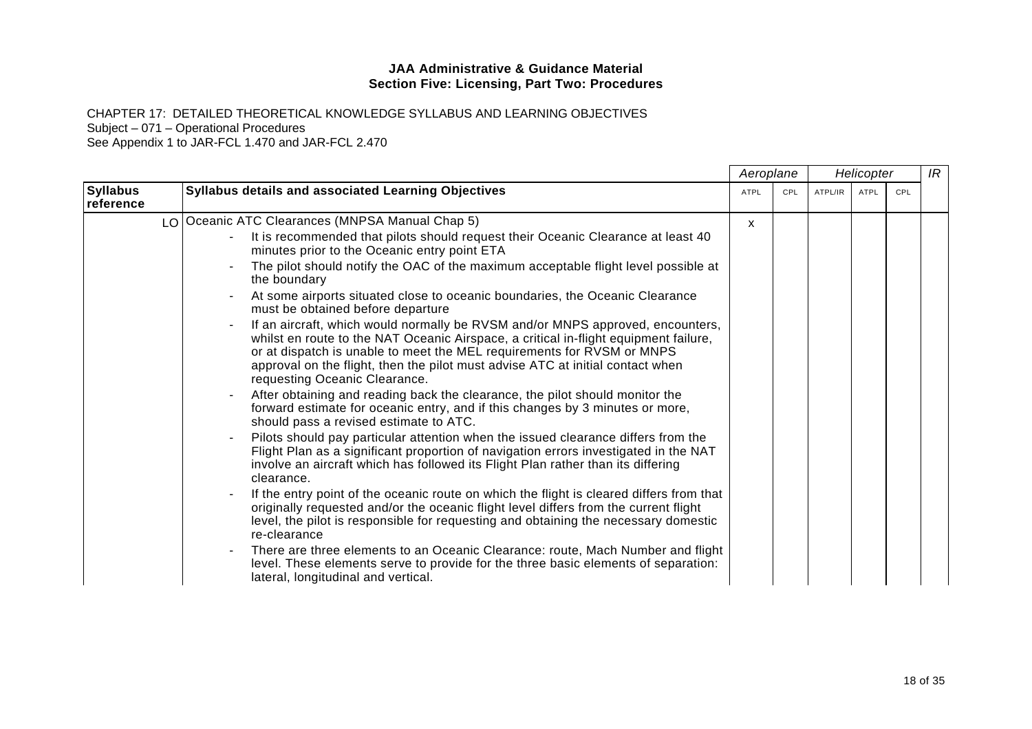**JAA Administrative & Guidance Material**
**Section Five: Licensing, Part Two: Procedures**

CHAPTER 17: DETAILED THEORETICAL KNOWLEDGE SYLLABUS AND LEARNING OBJECTIVES
Subject – 071 – Operational Procedures
See Appendix 1 to JAR-FCL 1.470 and JAR-FCL 2.470

| | | *Aeroplane* | | *Helicopter* | | | *IR* |
|---|---|---|---|---|---|---|---|
| **Syllabus reference** | **Syllabus details and associated Learning Objectives** | ATPL | CPL | ATPL/IR | ATPL | CPL | |
| LO | Oceanic ATC Clearances (MNPSA Manual Chap 5)<br>- It is recommended that pilots should request their Oceanic Clearance at least 40 minutes prior to the Oceanic entry point ETA<br>- The pilot should notify the OAC of the maximum acceptable flight level possible at the boundary<br>- At some airports situated close to oceanic boundaries, the Oceanic Clearance must be obtained before departure<br>- If an aircraft, which would normally be RVSM and/or MNPS approved, encounters, whilst en route to the NAT Oceanic Airspace, a critical in-flight equipment failure, or at dispatch is unable to meet the MEL requirements for RVSM or MNPS approval on the flight, then the pilot must advise ATC at initial contact when requesting Oceanic Clearance.<br>- After obtaining and reading back the clearance, the pilot should monitor the forward estimate for oceanic entry, and if this changes by 3 minutes or more, should pass a revised estimate to ATC.<br>- Pilots should pay particular attention when the issued clearance differs from the Flight Plan as a significant proportion of navigation errors investigated in the NAT involve an aircraft which has followed its Flight Plan rather than its differing clearance.<br>- If the entry point of the oceanic route on which the flight is cleared differs from that originally requested and/or the oceanic flight level differs from the current flight level, the pilot is responsible for requesting and obtaining the necessary domestic re-clearance<br>- There are three elements to an Oceanic Clearance: route, Mach Number and flight level. These elements serve to provide for the three basic elements of separation: lateral, longitudinal and vertical. | x | | | | | |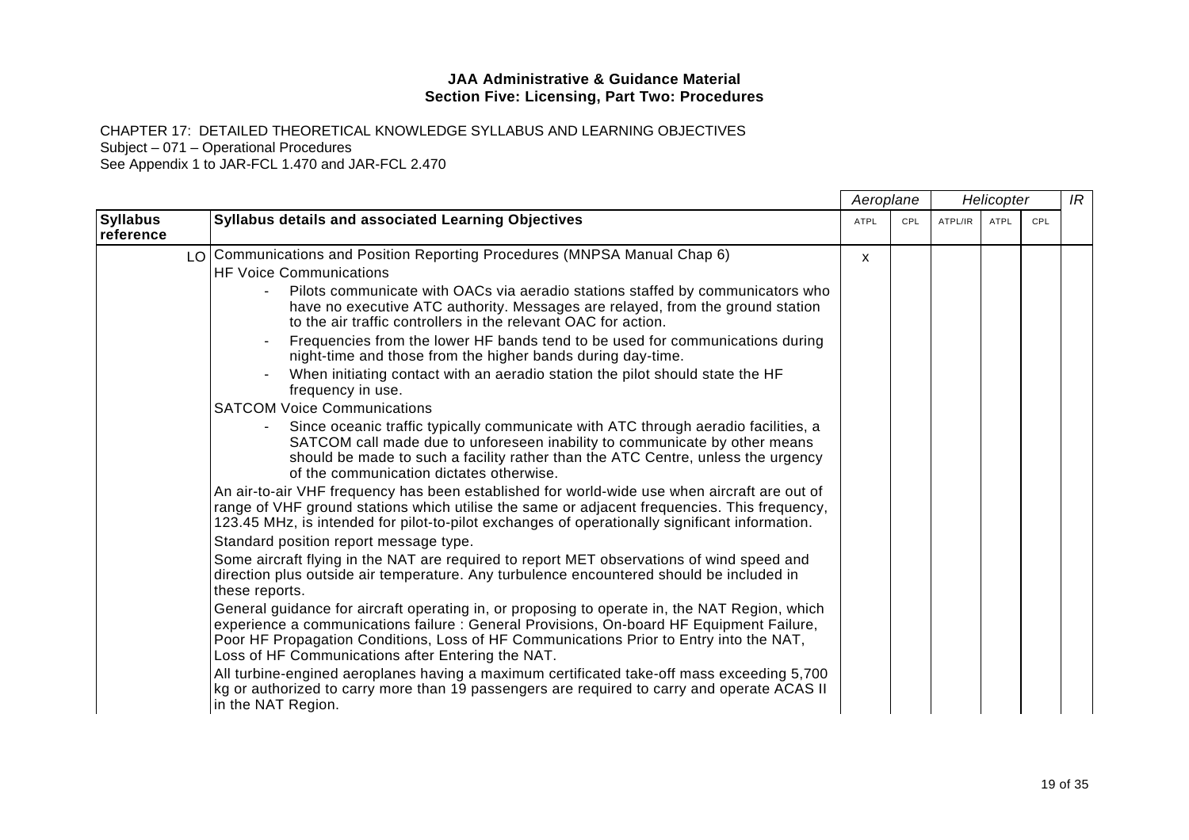**JAA Administrative & Guidance Material**
**Section Five: Licensing, Part Two: Procedures**

CHAPTER 17: DETAILED THEORETICAL KNOWLEDGE SYLLABUS AND LEARNING OBJECTIVES
Subject – 071 – Operational Procedures
See Appendix 1 to JAR-FCL 1.470 and JAR-FCL 2.470

| | | *Aeroplane* | | *Helicopter* | | | *IR* |
|---|---|---|---|---|---|---|---|
| **Syllabus reference** | **Syllabus details and associated Learning Objectives** | ATPL | CPL | ATPL/IR | ATPL | CPL | |
| LO | Communications and Position Reporting Procedures (MNPSA Manual Chap 6)<br>HF Voice Communications<br>- Pilots communicate with OACs via aeradio stations staffed by communicators who have no executive ATC authority. Messages are relayed, from the ground station to the air traffic controllers in the relevant OAC for action.<br>- Frequencies from the lower HF bands tend to be used for communications during night-time and those from the higher bands during day-time.<br>- When initiating contact with an aeradio station the pilot should state the HF frequency in use.<br>SATCOM Voice Communications<br>- Since oceanic traffic typically communicate with ATC through aeradio facilities, a SATCOM call made due to unforeseen inability to communicate by other means should be made to such a facility rather than the ATC Centre, unless the urgency of the communication dictates otherwise.<br>An air-to-air VHF frequency has been established for world-wide use when aircraft are out of range of VHF ground stations which utilise the same or adjacent frequencies. This frequency, 123.45 MHz, is intended for pilot-to-pilot exchanges of operationally significant information.<br>Standard position report message type.<br>Some aircraft flying in the NAT are required to report MET observations of wind speed and direction plus outside air temperature. Any turbulence encountered should be included in these reports.<br>General guidance for aircraft operating in, or proposing to operate in, the NAT Region, which experience a communications failure : General Provisions, On-board HF Equipment Failure, Poor HF Propagation Conditions, Loss of HF Communications Prior to Entry into the NAT, Loss of HF Communications after Entering the NAT.<br>All turbine-engined aeroplanes having a maximum certificated take-off mass exceeding 5,700 kg or authorized to carry more than 19 passengers are required to carry and operate ACAS II in the NAT Region. | x | | | | | |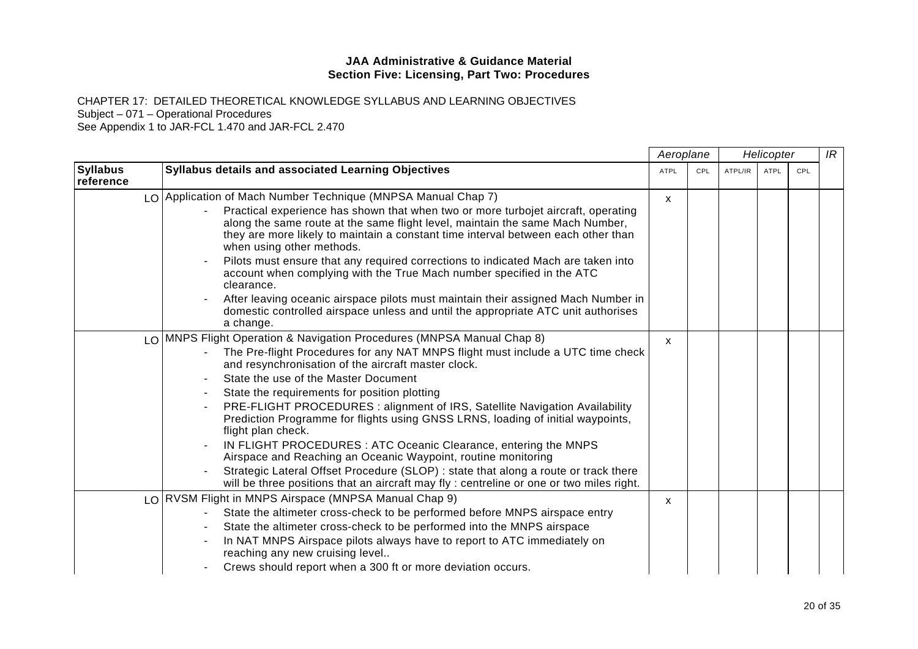**JAA Administrative & Guidance Material**
**Section Five: Licensing, Part Two: Procedures**

CHAPTER 17: DETAILED THEORETICAL KNOWLEDGE SYLLABUS AND LEARNING OBJECTIVES
Subject – 071 – Operational Procedures
See Appendix 1 to JAR-FCL 1.470 and JAR-FCL 2.470

| | | *Aeroplane* | | *Helicopter* | | | *IR* |
|---|---|---|---|---|---|---|---|
| **Syllabus reference** | **Syllabus details and associated Learning Objectives** | ATPL | CPL | ATPL/IR | ATPL | CPL | |
| LO | Application of Mach Number Technique (MNPSA Manual Chap 7)<br>- Practical experience has shown that when two or more turbojet aircraft, operating along the same route at the same flight level, maintain the same Mach Number, they are more likely to maintain a constant time interval between each other than when using other methods.<br>- Pilots must ensure that any required corrections to indicated Mach are taken into account when complying with the True Mach number specified in the ATC clearance.<br>- After leaving oceanic airspace pilots must maintain their assigned Mach Number in domestic controlled airspace unless and until the appropriate ATC unit authorises a change. | x | | | | | |
| LO | MNPS Flight Operation & Navigation Procedures (MNPSA Manual Chap 8)<br>- The Pre-flight Procedures for any NAT MNPS flight must include a UTC time check and resynchronisation of the aircraft master clock.<br>- State the use of the Master Document<br>- State the requirements for position plotting<br>- PRE-FLIGHT PROCEDURES : alignment of IRS, Satellite Navigation Availability Prediction Programme for flights using GNSS LRNS, loading of initial waypoints, flight plan check.<br>- IN FLIGHT PROCEDURES : ATC Oceanic Clearance, entering the MNPS Airspace and Reaching an Oceanic Waypoint, routine monitoring<br>- Strategic Lateral Offset Procedure (SLOP) : state that along a route or track there will be three positions that an aircraft may fly : centreline or one or two miles right. | x | | | | | |
| LO | RVSM Flight in MNPS Airspace (MNPSA Manual Chap 9)<br>- State the altimeter cross-check to be performed before MNPS airspace entry<br>- State the altimeter cross-check to be performed into the MNPS airspace<br>- In NAT MNPS Airspace pilots always have to report to ATC immediately on reaching any new cruising level..<br>- Crews should report when a 300 ft or more deviation occurs. | x | | | | | |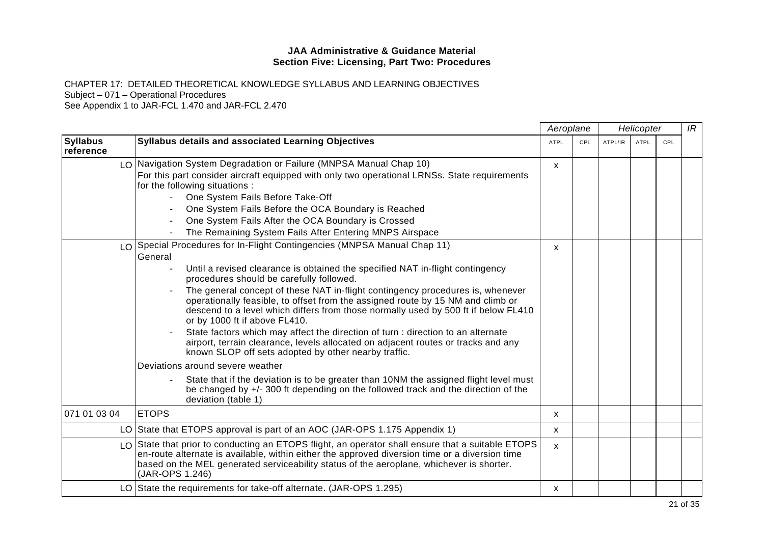**JAA Administrative & Guidance Material**
**Section Five: Licensing, Part Two: Procedures**

CHAPTER 17: DETAILED THEORETICAL KNOWLEDGE SYLLABUS AND LEARNING OBJECTIVES
Subject – 071 – Operational Procedures
See Appendix 1 to JAR-FCL 1.470 and JAR-FCL 2.470

| | | *Aeroplane* | | *Helicopter* | | | *IR* |
|---|---|---|---|---|---|---|---|
| **Syllabus reference** | **Syllabus details and associated Learning Objectives** | ATPL | CPL | ATPL/IR | ATPL | CPL | |
| LO | Navigation System Degradation or Failure (MNPSA Manual Chap 10)<br>For this part consider aircraft equipped with only two operational LRNSs. State requirements for the following situations :<br>- One System Fails Before Take-Off<br>- One System Fails Before the OCA Boundary is Reached<br>- One System Fails After the OCA Boundary is Crossed<br>- The Remaining System Fails After Entering MNPS Airspace | x | | | | | |
| LO | Special Procedures for In-Flight Contingencies (MNPSA Manual Chap 11)<br>General<br>- Until a revised clearance is obtained the specified NAT in-flight contingency procedures should be carefully followed.<br>- The general concept of these NAT in-flight contingency procedures is, whenever operationally feasible, to offset from the assigned route by 15 NM and climb or descend to a level which differs from those normally used by 500 ft if below FL410 or by 1000 ft if above FL410.<br>- State factors which may affect the direction of turn : direction to an alternate airport, terrain clearance, levels allocated on adjacent routes or tracks and any known SLOP off sets adopted by other nearby traffic.<br>Deviations around severe weather<br>- State that if the deviation is to be greater than 10NM the assigned flight level must be changed by +/- 300 ft depending on the followed track and the direction of the deviation (table 1) | x | | | | | |
| 071 01 03 04 | ETOPS | x | | | | | |
| LO | State that ETOPS approval is part of an AOC (JAR-OPS 1.175 Appendix 1) | x | | | | | |
| LO | State that prior to conducting an ETOPS flight, an operator shall ensure that a suitable ETOPS en-route alternate is available, within either the approved diversion time or a diversion time based on the MEL generated serviceability status of the aeroplane, whichever is shorter. (JAR-OPS 1.246) | x | | | | | |
| LO | State the requirements for take-off alternate. (JAR-OPS 1.295) | x | | | | | |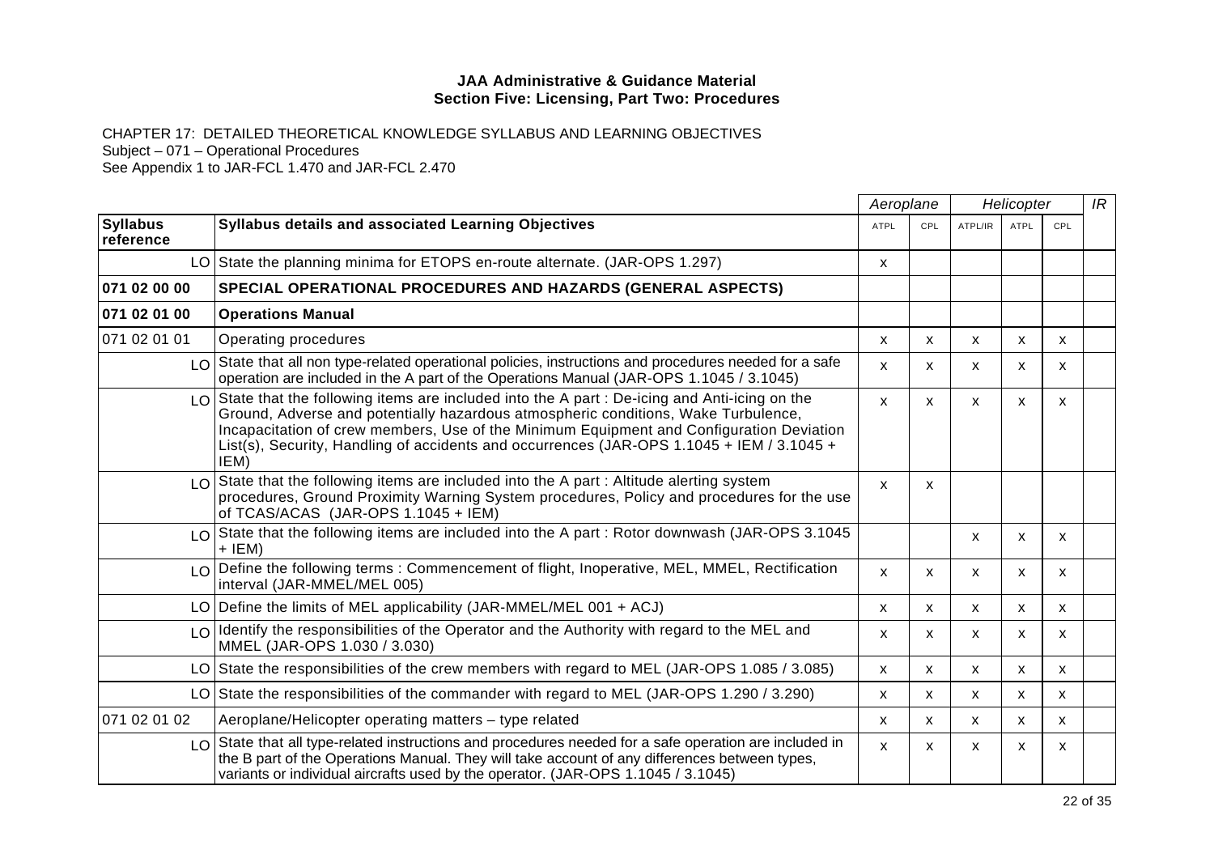**JAA Administrative & Guidance Material**
**Section Five: Licensing, Part Two: Procedures**

CHAPTER 17: DETAILED THEORETICAL KNOWLEDGE SYLLABUS AND LEARNING OBJECTIVES
Subject – 071 – Operational Procedures
See Appendix 1 to JAR-FCL 1.470 and JAR-FCL 2.470

| | | *Aeroplane* | | *Helicopter* | | | *IR* |
|---|---|---|---|---|---|---|---|
| **Syllabus reference** | **Syllabus details and associated Learning Objectives** | ATPL | CPL | ATPL/IR | ATPL | CPL | |
| LO | State the planning minima for ETOPS en-route alternate. (JAR-OPS 1.297) | x | | | | | |
| **071 02 00 00** | **SPECIAL OPERATIONAL PROCEDURES AND HAZARDS (GENERAL ASPECTS)** | | | | | | |
| **071 02 01 00** | **Operations Manual** | | | | | | |
| 071 02 01 01 | Operating procedures | x | x | x | x | x | |
| LO | State that all non type-related operational policies, instructions and procedures needed for a safe operation are included in the A part of the Operations Manual (JAR-OPS 1.1045 / 3.1045) | x | x | x | x | x | |
| LO | State that the following items are included into the A part : De-icing and Anti-icing on the Ground, Adverse and potentially hazardous atmospheric conditions, Wake Turbulence, Incapacitation of crew members, Use of the Minimum Equipment and Configuration Deviation List(s), Security, Handling of accidents and occurrences (JAR-OPS 1.1045 + IEM / 3.1045 + IEM) | x | x | x | x | x | |
| LO | State that the following items are included into the A part : Altitude alerting system procedures, Ground Proximity Warning System procedures, Policy and procedures for the use of TCAS/ACAS (JAR-OPS 1.1045 + IEM) | x | x | | | | |
| LO | State that the following items are included into the A part : Rotor downwash (JAR-OPS 3.1045 + IEM) | | | x | x | x | |
| LO | Define the following terms : Commencement of flight, Inoperative, MEL, MMEL, Rectification interval (JAR-MMEL/MEL 005) | x | x | x | x | x | |
| LO | Define the limits of MEL applicability (JAR-MMEL/MEL 001 + ACJ) | x | x | x | x | x | |
| LO | Identify the responsibilities of the Operator and the Authority with regard to the MEL and MMEL (JAR-OPS 1.030 / 3.030) | x | x | x | x | x | |
| LO | State the responsibilities of the crew members with regard to MEL (JAR-OPS 1.085 / 3.085) | x | x | x | x | x | |
| LO | State the responsibilities of the commander with regard to MEL (JAR-OPS 1.290 / 3.290) | x | x | x | x | x | |
| 071 02 01 02 | Aeroplane/Helicopter operating matters – type related | x | x | x | x | x | |
| LO | State that all type-related instructions and procedures needed for a safe operation are included in the B part of the Operations Manual. They will take account of any differences between types, variants or individual aircrafts used by the operator. (JAR-OPS 1.1045 / 3.1045) | x | x | x | x | x | |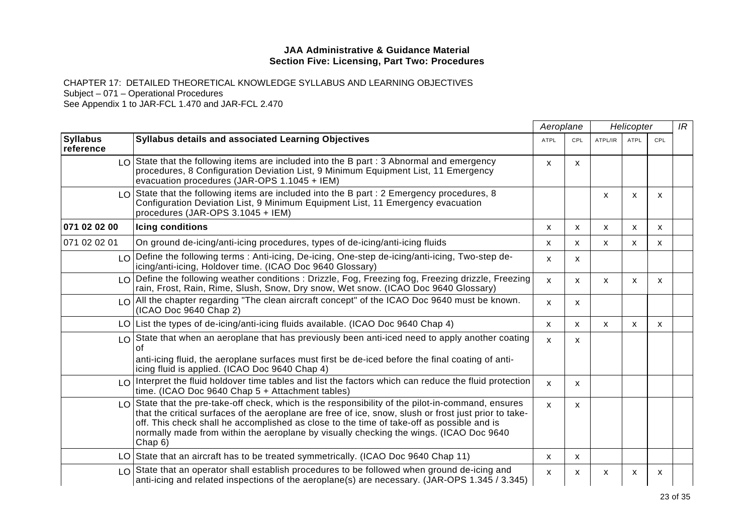**JAA Administrative & Guidance Material**
**Section Five: Licensing, Part Two: Procedures**

CHAPTER 17: DETAILED THEORETICAL KNOWLEDGE SYLLABUS AND LEARNING OBJECTIVES
Subject – 071 – Operational Procedures
See Appendix 1 to JAR-FCL 1.470 and JAR-FCL 2.470

| | | Aeroplane | | Helicopter | | | IR |
|---|---|---|---|---|---|---|---|
| **Syllabus reference** | **Syllabus details and associated Learning Objectives** | ATPL | CPL | ATPL/IR | ATPL | CPL | |
| LO | State that the following items are included into the B part : 3 Abnormal and emergency procedures, 8 Configuration Deviation List, 9 Minimum Equipment List, 11 Emergency evacuation procedures (JAR-OPS 1.1045 + IEM) | x | x | | | | |
| LO | State that the following items are included into the B part : 2 Emergency procedures, 8 Configuration Deviation List, 9 Minimum Equipment List, 11 Emergency evacuation procedures (JAR-OPS 3.1045 + IEM) | | | x | x | x | |
| **071 02 02 00** | **Icing conditions** | x | x | x | x | x | |
| 071 02 02 01 | On ground de-icing/anti-icing procedures, types of de-icing/anti-icing fluids | x | x | x | x | x | |
| LO | Define the following terms : Anti-icing, De-icing, One-step de-icing/anti-icing, Two-step de-icing/anti-icing, Holdover time. (ICAO Doc 9640 Glossary) | x | x | | | | |
| LO | Define the following weather conditions : Drizzle, Fog, Freezing fog, Freezing drizzle, Freezing rain, Frost, Rain, Rime, Slush, Snow, Dry snow, Wet snow. (ICAO Doc 9640 Glossary) | x | x | x | x | x | |
| LO | All the chapter regarding "The clean aircraft concept" of the ICAO Doc 9640 must be known. (ICAO Doc 9640 Chap 2) | x | x | | | | |
| LO | List the types of de-icing/anti-icing fluids available. (ICAO Doc 9640 Chap 4) | x | x | x | x | x | |
| LO | State that when an aeroplane that has previously been anti-iced need to apply another coating of anti-icing fluid, the aeroplane surfaces must first be de-iced before the final coating of anti-icing fluid is applied. (ICAO Doc 9640 Chap 4) | x | x | | | | |
| LO | Interpret the fluid holdover time tables and list the factors which can reduce the fluid protection time. (ICAO Doc 9640 Chap 5 + Attachment tables) | x | x | | | | |
| LO | State that the pre-take-off check, which is the responsibility of the pilot-in-command, ensures that the critical surfaces of the aeroplane are free of ice, snow, slush or frost just prior to take-off. This check shall he accomplished as close to the time of take-off as possible and is normally made from within the aeroplane by visually checking the wings. (ICAO Doc 9640 Chap 6) | x | x | | | | |
| LO | State that an aircraft has to be treated symmetrically. (ICAO Doc 9640 Chap 11) | x | x | | | | |
| LO | State that an operator shall establish procedures to be followed when ground de-icing and anti-icing and related inspections of the aeroplane(s) are necessary. (JAR-OPS 1.345 / 3.345) | x | x | x | x | x | |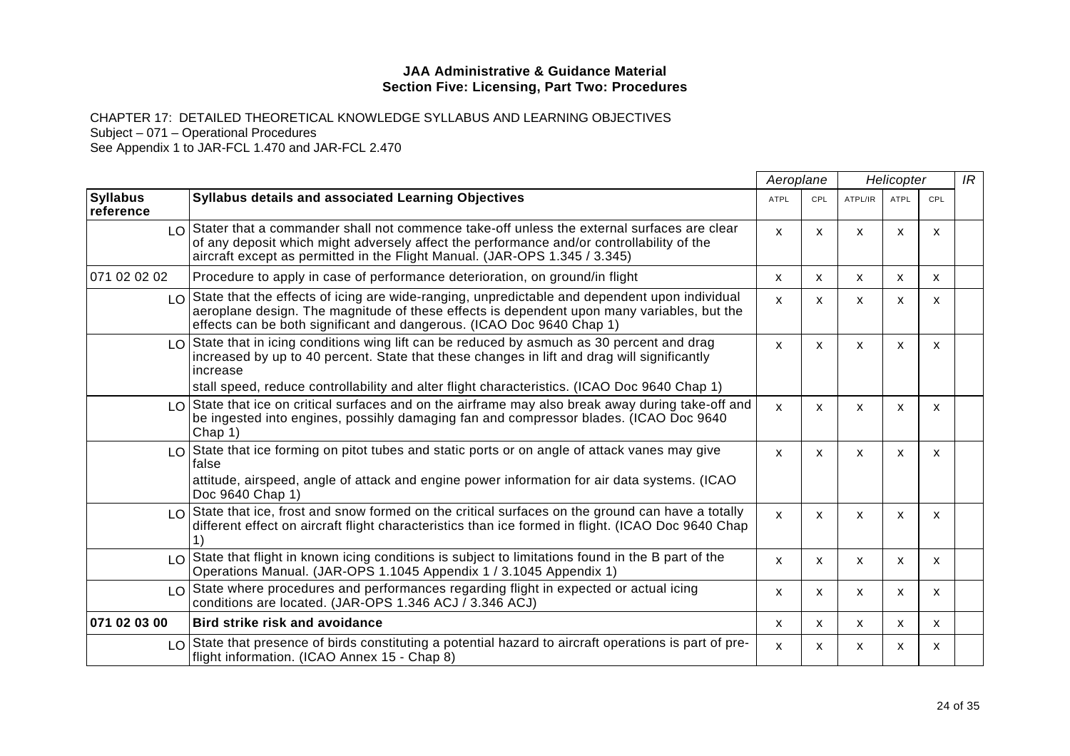**JAA Administrative & Guidance Material**
**Section Five: Licensing, Part Two: Procedures**

CHAPTER 17: DETAILED THEORETICAL KNOWLEDGE SYLLABUS AND LEARNING OBJECTIVES
Subject – 071 – Operational Procedures
See Appendix 1 to JAR-FCL 1.470 and JAR-FCL 2.470

| | | *Aeroplane* | | *Helicopter* | | | *IR* |
|---|---|---|---|---|---|---|---|
| **Syllabus reference** | **Syllabus details and associated Learning Objectives** | ATPL | CPL | ATPL/IR | ATPL | CPL | |
| LO | Stater that a commander shall not commence take-off unless the external surfaces are clear of any deposit which might adversely affect the performance and/or controllability of the aircraft except as permitted in the Flight Manual. (JAR-OPS 1.345 / 3.345) | x | x | x | x | x | |
| 071 02 02 02 | Procedure to apply in case of performance deterioration, on ground/in flight | x | x | x | x | x | |
| LO | State that the effects of icing are wide-ranging, unpredictable and dependent upon individual aeroplane design. The magnitude of these effects is dependent upon many variables, but the effects can be both significant and dangerous. (ICAO Doc 9640 Chap 1) | x | x | x | x | x | |
| LO | State that in icing conditions wing lift can be reduced by asmuch as 30 percent and drag increased by up to 40 percent. State that these changes in lift and drag will significantly increase stall speed, reduce controllability and alter flight characteristics. (ICAO Doc 9640 Chap 1) | x | x | x | x | x | |
| LO | State that ice on critical surfaces and on the airframe may also break away during take-off and be ingested into engines, possihly damaging fan and compressor blades. (ICAO Doc 9640 Chap 1) | x | x | x | x | x | |
| LO | State that ice forming on pitot tubes and static ports or on angle of attack vanes may give false attitude, airspeed, angle of attack and engine power information for air data systems. (ICAO Doc 9640 Chap 1) | x | x | x | x | x | |
| LO | State that ice, frost and snow formed on the critical surfaces on the ground can have a totally different effect on aircraft flight characteristics than ice formed in flight. (ICAO Doc 9640 Chap 1) | x | x | x | x | x | |
| LO | State that flight in known icing conditions is subject to limitations found in the B part of the Operations Manual. (JAR-OPS 1.1045 Appendix 1 / 3.1045 Appendix 1) | x | x | x | x | x | |
| LO | State where procedures and performances regarding flight in expected or actual icing conditions are located. (JAR-OPS 1.346 ACJ / 3.346 ACJ) | x | x | x | x | x | |
| **071 02 03 00** | **Bird strike risk and avoidance** | x | x | x | x | x | |
| LO | State that presence of birds constituting a potential hazard to aircraft operations is part of pre-flight information. (ICAO Annex 15 - Chap 8) | x | x | x | x | x | |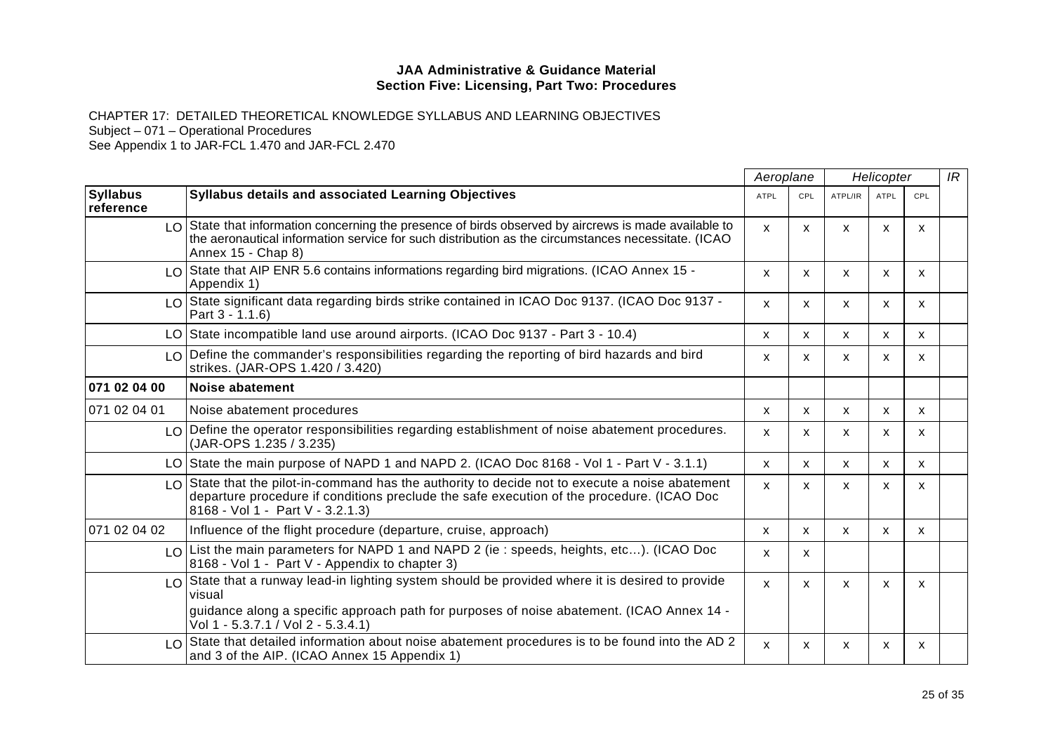**JAA Administrative & Guidance Material**
**Section Five: Licensing, Part Two: Procedures**

CHAPTER 17: DETAILED THEORETICAL KNOWLEDGE SYLLABUS AND LEARNING OBJECTIVES
Subject – 071 – Operational Procedures
See Appendix 1 to JAR-FCL 1.470 and JAR-FCL 2.470

| | | Aeroplane | | Helicopter | | | IR |
|---|---|---|---|---|---|---|---|
| **Syllabus reference** | **Syllabus details and associated Learning Objectives** | ATPL | CPL | ATPL/IR | ATPL | CPL | |
| LO | State that information concerning the presence of birds observed by aircrews is made available to the aeronautical information service for such distribution as the circumstances necessitate. (ICAO Annex 15 - Chap 8) | x | x | x | x | x | |
| LO | State that AIP ENR 5.6 contains informations regarding bird migrations. (ICAO Annex 15 - Appendix 1) | x | x | x | x | x | |
| LO | State significant data regarding birds strike contained in ICAO Doc 9137. (ICAO Doc 9137 - Part 3 - 1.1.6) | x | x | x | x | x | |
| LO | State incompatible land use around airports. (ICAO Doc 9137 - Part 3 - 10.4) | x | x | x | x | x | |
| LO | Define the commander's responsibilities regarding the reporting of bird hazards and bird strikes. (JAR-OPS 1.420 / 3.420) | x | x | x | x | x | |
| **071 02 04 00** | **Noise abatement** | | | | | | |
| 071 02 04 01 | Noise abatement procedures | x | x | x | x | x | |
| LO | Define the operator responsibilities regarding establishment of noise abatement procedures. (JAR-OPS 1.235 / 3.235) | x | x | x | x | x | |
| LO | State the main purpose of NAPD 1 and NAPD 2. (ICAO Doc 8168 - Vol 1 - Part V - 3.1.1) | x | x | x | x | x | |
| LO | State that the pilot-in-command has the authority to decide not to execute a noise abatement departure procedure if conditions preclude the safe execution of the procedure. (ICAO Doc 8168 - Vol 1 - Part V - 3.2.1.3) | x | x | x | x | x | |
| 071 02 04 02 | Influence of the flight procedure (departure, cruise, approach) | x | x | x | x | x | |
| LO | List the main parameters for NAPD 1 and NAPD 2 (ie : speeds, heights, etc…). (ICAO Doc 8168 - Vol 1 - Part V - Appendix to chapter 3) | x | x | | | | |
| LO | State that a runway lead-in lighting system should be provided where it is desired to provide visual guidance along a specific approach path for purposes of noise abatement. (ICAO Annex 14 - Vol 1 - 5.3.7.1 / Vol 2 - 5.3.4.1) | x | x | x | x | x | |
| LO | State that detailed information about noise abatement procedures is to be found into the AD 2 and 3 of the AIP. (ICAO Annex 15 Appendix 1) | x | x | x | x | x | |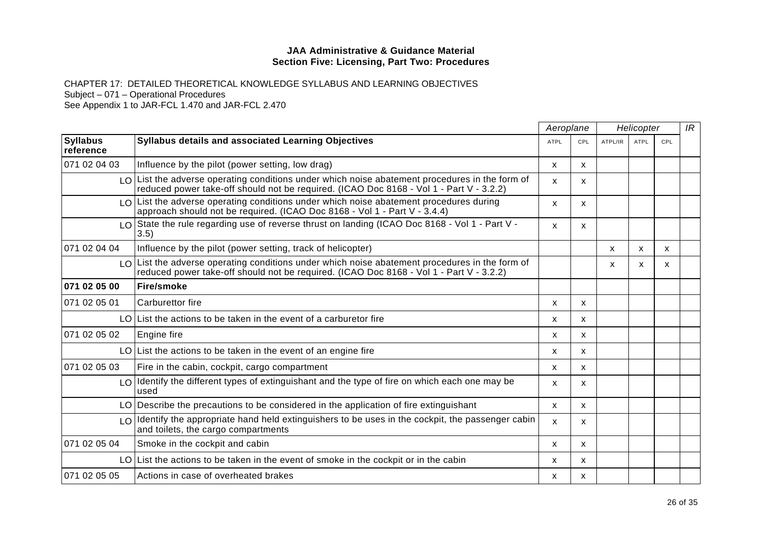**JAA Administrative & Guidance Material**
**Section Five: Licensing, Part Two: Procedures**

CHAPTER 17: DETAILED THEORETICAL KNOWLEDGE SYLLABUS AND LEARNING OBJECTIVES
Subject – 071 – Operational Procedures
See Appendix 1 to JAR-FCL 1.470 and JAR-FCL 2.470

| | | *Aeroplane* | | *Helicopter* | | | *IR* |
|---|---|---|---|---|---|---|---|
| **Syllabus reference** | **Syllabus details and associated Learning Objectives** | ATPL | CPL | ATPL/IR | ATPL | CPL | |
| 071 02 04 03 | Influence by the pilot (power setting, low drag) | x | x | | | | |
| LO | List the adverse operating conditions under which noise abatement procedures in the form of reduced power take-off should not be required. (ICAO Doc 8168 - Vol 1 - Part V - 3.2.2) | x | x | | | | |
| LO | List the adverse operating conditions under which noise abatement procedures during approach should not be required. (ICAO Doc 8168 - Vol 1 - Part V - 3.4.4) | x | x | | | | |
| LO | State the rule regarding use of reverse thrust on landing (ICAO Doc 8168 - Vol 1 - Part V - 3.5) | x | x | | | | |
| 071 02 04 04 | Influence by the pilot (power setting, track of helicopter) | | | x | x | x | |
| LO | List the adverse operating conditions under which noise abatement procedures in the form of reduced power take-off should not be required. (ICAO Doc 8168 - Vol 1 - Part V - 3.2.2) | | | x | x | x | |
| **071 02 05 00** | **Fire/smoke** | | | | | | |
| 071 02 05 01 | Carburettor fire | x | x | | | | |
| LO | List the actions to be taken in the event of a carburetor fire | x | x | | | | |
| 071 02 05 02 | Engine fire | x | x | | | | |
| LO | List the actions to be taken in the event of an engine fire | x | x | | | | |
| 071 02 05 03 | Fire in the cabin, cockpit, cargo compartment | x | x | | | | |
| LO | Identify the different types of extinguishant and the type of fire on which each one may be used | x | x | | | | |
| LO | Describe the precautions to be considered in the application of fire extinguishant | x | x | | | | |
| LO | Identify the appropriate hand held extinguishers to be uses in the cockpit, the passenger cabin and toilets, the cargo compartments | x | x | | | | |
| 071 02 05 04 | Smoke in the cockpit and cabin | x | x | | | | |
| LO | List the actions to be taken in the event of smoke in the cockpit or in the cabin | x | x | | | | |
| 071 02 05 05 | Actions in case of overheated brakes | x | x | | | | |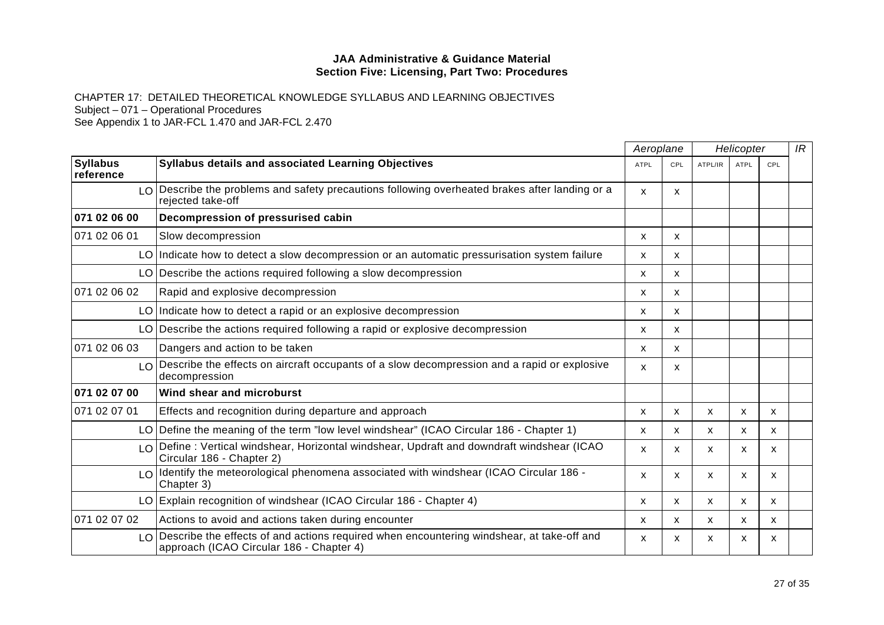**JAA Administrative & Guidance Material**
**Section Five: Licensing, Part Two: Procedures**

CHAPTER 17: DETAILED THEORETICAL KNOWLEDGE SYLLABUS AND LEARNING OBJECTIVES
Subject – 071 – Operational Procedures
See Appendix 1 to JAR-FCL 1.470 and JAR-FCL 2.470

| | | *Aeroplane* | | *Helicopter* | | | *IR* |
|---|---|---|---|---|---|---|---|
| **Syllabus reference** | **Syllabus details and associated Learning Objectives** | ATPL | CPL | ATPL/IR | ATPL | CPL | |
| LO | Describe the problems and safety precautions following overheated brakes after landing or a rejected take-off | x | x | | | | |
| **071 02 06 00** | **Decompression of pressurised cabin** | | | | | | |
| 071 02 06 01 | Slow decompression | x | x | | | | |
| LO | Indicate how to detect a slow decompression or an automatic pressurisation system failure | x | x | | | | |
| LO | Describe the actions required following a slow decompression | x | x | | | | |
| 071 02 06 02 | Rapid and explosive decompression | x | x | | | | |
| LO | Indicate how to detect a rapid or an explosive decompression | x | x | | | | |
| LO | Describe the actions required following a rapid or explosive decompression | x | x | | | | |
| 071 02 06 03 | Dangers and action to be taken | x | x | | | | |
| LO | Describe the effects on aircraft occupants of a slow decompression and a rapid or explosive decompression | x | x | | | | |
| **071 02 07 00** | **Wind shear and microburst** | | | | | | |
| 071 02 07 01 | Effects and recognition during departure and approach | x | x | x | x | x | |
| LO | Define the meaning of the term "low level windshear" (ICAO Circular 186 - Chapter 1) | x | x | x | x | x | |
| LO | Define : Vertical windshear, Horizontal windshear, Updraft and downdraft windshear (ICAO Circular 186 - Chapter 2) | x | x | x | x | x | |
| LO | Identify the meteorological phenomena associated with windshear (ICAO Circular 186 - Chapter 3) | x | x | x | x | x | |
| LO | Explain recognition of windshear (ICAO Circular 186 - Chapter 4) | x | x | x | x | x | |
| 071 02 07 02 | Actions to avoid and actions taken during encounter | x | x | x | x | x | |
| LO | Describe the effects of and actions required when encountering windshear, at take-off and approach (ICAO Circular 186 - Chapter 4) | x | x | x | x | x | |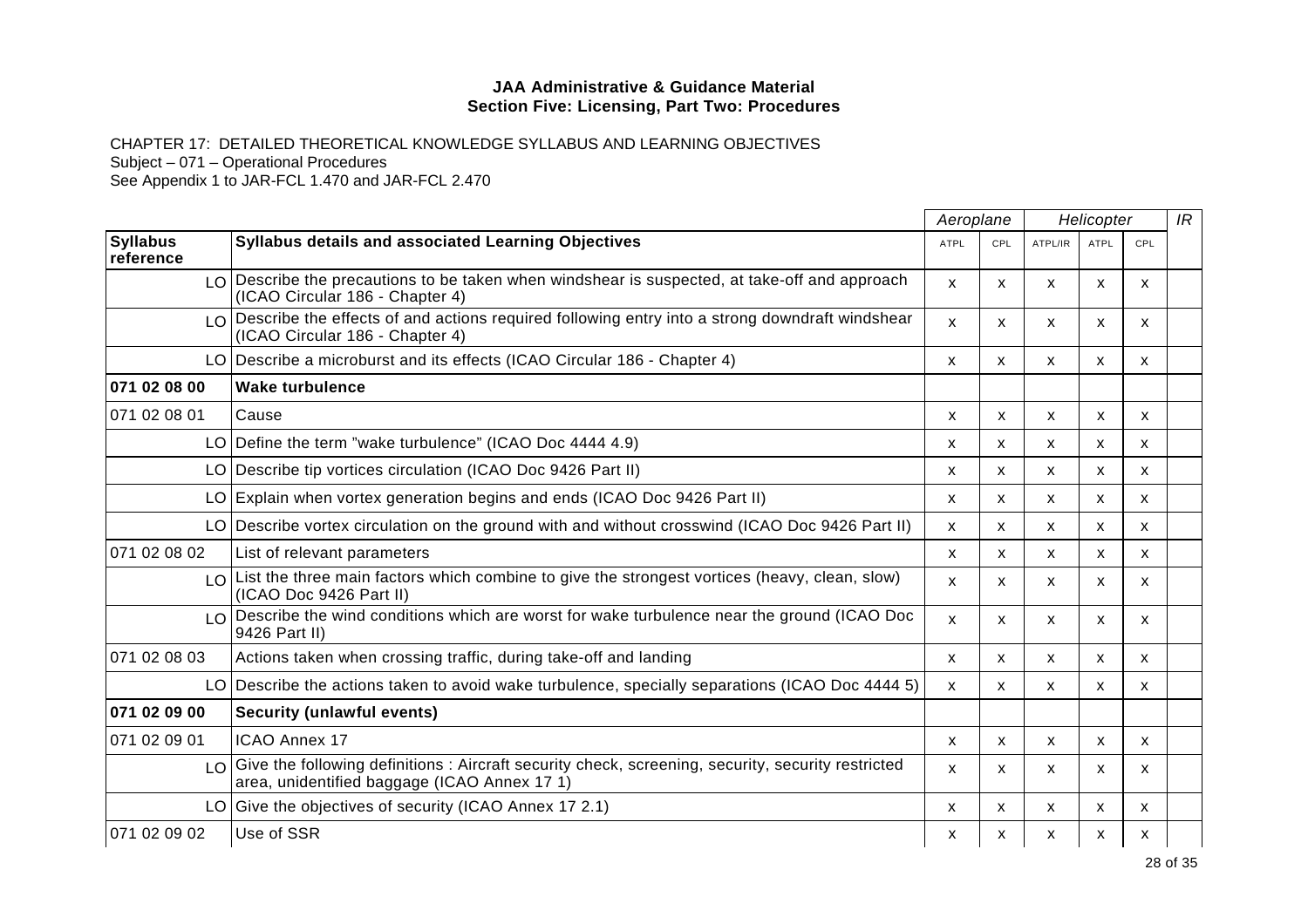**JAA Administrative & Guidance Material**
**Section Five: Licensing, Part Two: Procedures**

CHAPTER 17: DETAILED THEORETICAL KNOWLEDGE SYLLABUS AND LEARNING OBJECTIVES
Subject – 071 – Operational Procedures
See Appendix 1 to JAR-FCL 1.470 and JAR-FCL 2.470

| | | *Aeroplane* | | *Helicopter* | | | *IR* |
|---|---|---|---|---|---|---|---|
| **Syllabus reference** | **Syllabus details and associated Learning Objectives** | ATPL | CPL | ATPL/IR | ATPL | CPL | |
| LO | Describe the precautions to be taken when windshear is suspected, at take-off and approach (ICAO Circular 186 - Chapter 4) | x | x | x | x | x | |
| LO | Describe the effects of and actions required following entry into a strong downdraft windshear (ICAO Circular 186 - Chapter 4) | x | x | x | x | x | |
| LO | Describe a microburst and its effects (ICAO Circular 186 - Chapter 4) | x | x | x | x | x | |
| **071 02 08 00** | **Wake turbulence** | | | | | | |
| 071 02 08 01 | Cause | x | x | x | x | x | |
| LO | Define the term "wake turbulence" (ICAO Doc 4444 4.9) | x | x | x | x | x | |
| LO | Describe tip vortices circulation (ICAO Doc 9426 Part II) | x | x | x | x | x | |
| LO | Explain when vortex generation begins and ends (ICAO Doc 9426 Part II) | x | x | x | x | x | |
| LO | Describe vortex circulation on the ground with and without crosswind (ICAO Doc 9426 Part II) | x | x | x | x | x | |
| 071 02 08 02 | List of relevant parameters | x | x | x | x | x | |
| LO | List the three main factors which combine to give the strongest vortices (heavy, clean, slow) (ICAO Doc 9426 Part II) | x | x | x | x | x | |
| LO | Describe the wind conditions which are worst for wake turbulence near the ground (ICAO Doc 9426 Part II) | x | x | x | x | x | |
| 071 02 08 03 | Actions taken when crossing traffic, during take-off and landing | x | x | x | x | x | |
| LO | Describe the actions taken to avoid wake turbulence, specially separations (ICAO Doc 4444 5) | x | x | x | x | x | |
| **071 02 09 00** | **Security (unlawful events)** | | | | | | |
| 071 02 09 01 | ICAO Annex 17 | x | x | x | x | x | |
| LO | Give the following definitions : Aircraft security check, screening, security, security restricted area, unidentified baggage (ICAO Annex 17 1) | x | x | x | x | x | |
| LO | Give the objectives of security (ICAO Annex 17 2.1) | x | x | x | x | x | |
| 071 02 09 02 | Use of SSR | x | x | x | x | x | |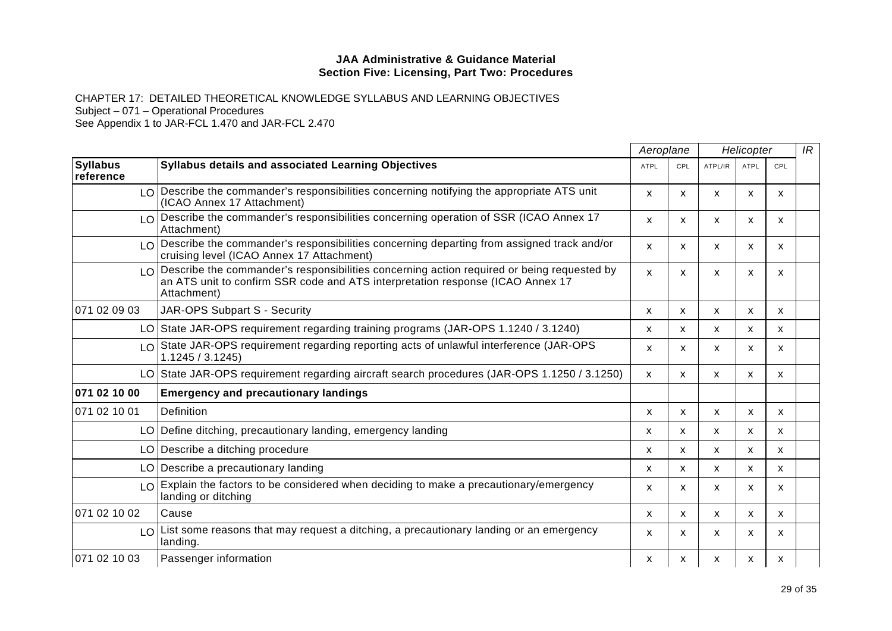CHAPTER 17: DETAILED THEORETICAL KNOWLEDGE SYLLABUS AND LEARNING OBJECTIVES
Subject – 071 – Operational Procedures
See Appendix 1 to JAR-FCL 1.470 and JAR-FCL 2.470

| | | Aeroplane | | Helicopter | | | IR |
|---|---|---|---|---|---|---|---|
| **Syllabus reference** | **Syllabus details and associated Learning Objectives** | ATPL | CPL | ATPL/IR | ATPL | CPL | |
| LO | Describe the commander's responsibilities concerning notifying the appropriate ATS unit (ICAO Annex 17 Attachment) | x | x | x | x | x | |
| LO | Describe the commander's responsibilities concerning operation of SSR (ICAO Annex 17 Attachment) | x | x | x | x | x | |
| LO | Describe the commander's responsibilities concerning departing from assigned track and/or cruising level (ICAO Annex 17 Attachment) | x | x | x | x | x | |
| LO | Describe the commander's responsibilities concerning action required or being requested by an ATS unit to confirm SSR code and ATS interpretation response (ICAO Annex 17 Attachment) | x | x | x | x | x | |
| 071 02 09 03 | JAR-OPS Subpart S - Security | x | x | x | x | x | |
| LO | State JAR-OPS requirement regarding training programs (JAR-OPS 1.1240 / 3.1240) | x | x | x | x | x | |
| LO | State JAR-OPS requirement regarding reporting acts of unlawful interference (JAR-OPS 1.1245 / 3.1245) | x | x | x | x | x | |
| LO | State JAR-OPS requirement regarding aircraft search procedures (JAR-OPS 1.1250 / 3.1250) | x | x | x | x | x | |
| **071 02 10 00** | **Emergency and precautionary landings** | | | | | | |
| 071 02 10 01 | Definition | x | x | x | x | x | |
| LO | Define ditching, precautionary landing, emergency landing | x | x | x | x | x | |
| LO | Describe a ditching procedure | x | x | x | x | x | |
| LO | Describe a precautionary landing | x | x | x | x | x | |
| LO | Explain the factors to be considered when deciding to make a precautionary/emergency landing or ditching | x | x | x | x | x | |
| 071 02 10 02 | Cause | x | x | x | x | x | |
| LO | List some reasons that may request a ditching, a precautionary landing or an emergency landing. | x | x | x | x | x | |
| 071 02 10 03 | Passenger information | x | x | x | x | x | |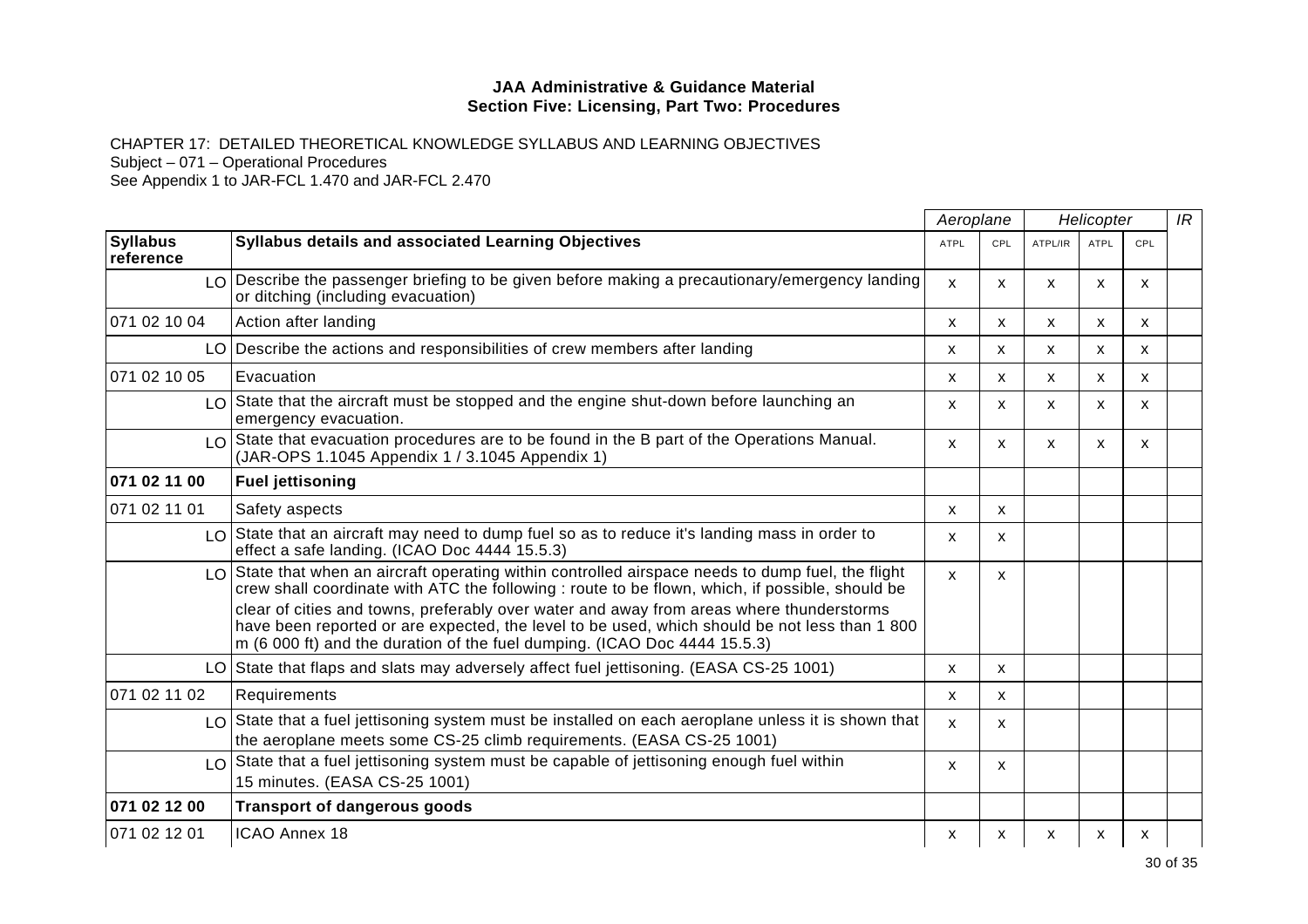**JAA Administrative & Guidance Material**
**Section Five: Licensing, Part Two: Procedures**

CHAPTER 17: DETAILED THEORETICAL KNOWLEDGE SYLLABUS AND LEARNING OBJECTIVES
Subject – 071 – Operational Procedures
See Appendix 1 to JAR-FCL 1.470 and JAR-FCL 2.470

| | | *Aeroplane* | | *Helicopter* | | | *IR* |
|---|---|---|---|---|---|---|---|
| **Syllabus reference** | **Syllabus details and associated Learning Objectives** | ATPL | CPL | ATPL/IR | ATPL | CPL | |
| LO | Describe the passenger briefing to be given before making a precautionary/emergency landing or ditching (including evacuation) | x | x | x | x | x | |
| 071 02 10 04 | Action after landing | x | x | x | x | x | |
| LO | Describe the actions and responsibilities of crew members after landing | x | x | x | x | x | |
| 071 02 10 05 | Evacuation | x | x | x | x | x | |
| LO | State that the aircraft must be stopped and the engine shut-down before launching an emergency evacuation. | x | x | x | x | x | |
| LO | State that evacuation procedures are to be found in the B part of the Operations Manual. (JAR-OPS 1.1045 Appendix 1 / 3.1045 Appendix 1) | x | x | x | x | x | |
| **071 02 11 00** | **Fuel jettisoning** | | | | | | |
| 071 02 11 01 | Safety aspects | x | x | | | | |
| LO | State that an aircraft may need to dump fuel so as to reduce it's landing mass in order to effect a safe landing. (ICAO Doc 4444 15.5.3) | x | x | | | | |
| LO | State that when an aircraft operating within controlled airspace needs to dump fuel, the flight crew shall coordinate with ATC the following : route to be flown, which, if possible, should be clear of cities and towns, preferably over water and away from areas where thunderstorms have been reported or are expected, the level to be used, which should be not less than 1 800 m (6 000 ft) and the duration of the fuel dumping. (ICAO Doc 4444 15.5.3) | x | x | | | | |
| LO | State that flaps and slats may adversely affect fuel jettisoning. (EASA CS-25 1001) | x | x | | | | |
| 071 02 11 02 | Requirements | x | x | | | | |
| LO | State that a fuel jettisoning system must be installed on each aeroplane unless it is shown that the aeroplane meets some CS-25 climb requirements. (EASA CS-25 1001) | x | x | | | | |
| LO | State that a fuel jettisoning system must be capable of jettisoning enough fuel within 15 minutes. (EASA CS-25 1001) | x | x | | | | |
| **071 02 12 00** | **Transport of dangerous goods** | | | | | | |
| 071 02 12 01 | ICAO Annex 18 | x | x | x | x | x | |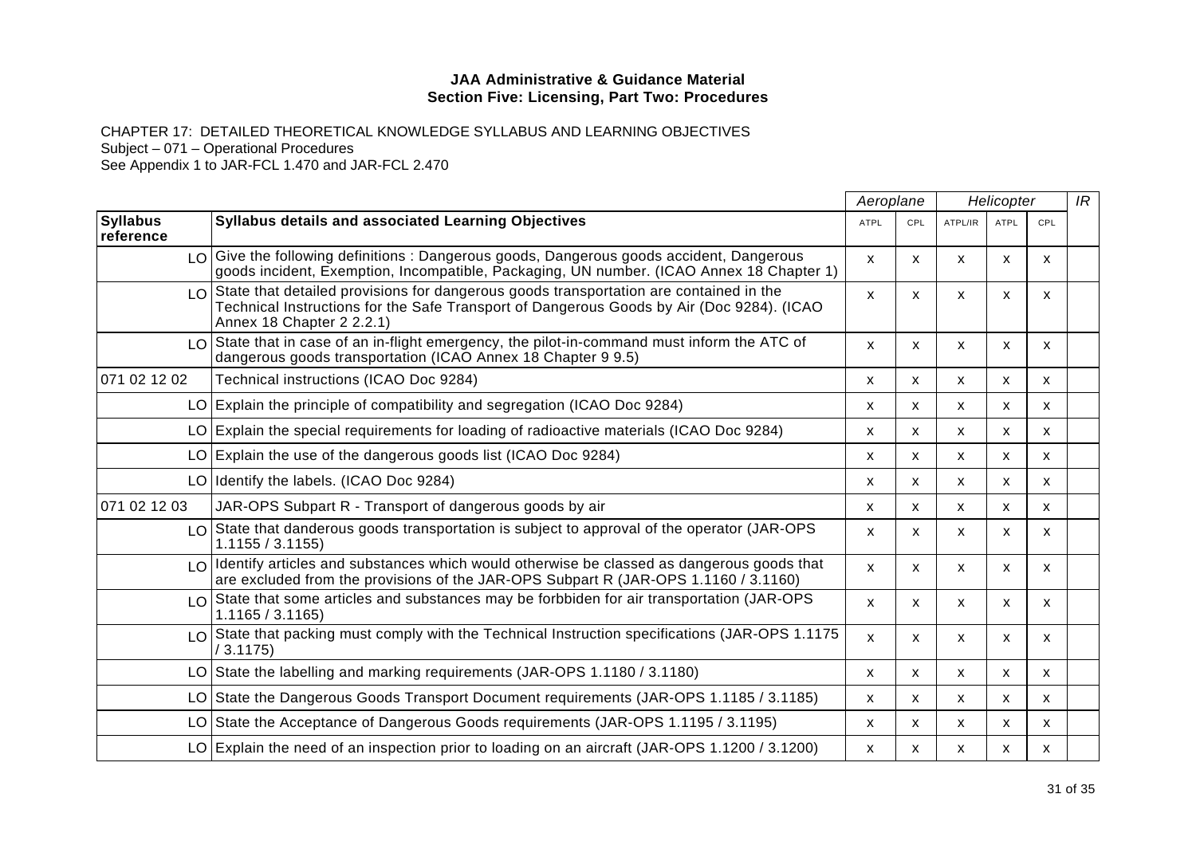**JAA Administrative & Guidance Material**
**Section Five: Licensing, Part Two: Procedures**

CHAPTER 17: DETAILED THEORETICAL KNOWLEDGE SYLLABUS AND LEARNING OBJECTIVES
Subject – 071 – Operational Procedures
See Appendix 1 to JAR-FCL 1.470 and JAR-FCL 2.470

| | | *Aeroplane* | | *Helicopter* | | | *IR* |
|---|---|---|---|---|---|---|---|
| **Syllabus reference** | **Syllabus details and associated Learning Objectives** | ATPL | CPL | ATPL/IR | ATPL | CPL | |
| LO | Give the following definitions : Dangerous goods, Dangerous goods accident, Dangerous goods incident, Exemption, Incompatible, Packaging, UN number. (ICAO Annex 18 Chapter 1) | x | x | x | x | x | |
| LO | State that detailed provisions for dangerous goods transportation are contained in the Technical Instructions for the Safe Transport of Dangerous Goods by Air (Doc 9284). (ICAO Annex 18 Chapter 2 2.2.1) | x | x | x | x | x | |
| LO | State that in case of an in-flight emergency, the pilot-in-command must inform the ATC of dangerous goods transportation (ICAO Annex 18 Chapter 9 9.5) | x | x | x | x | x | |
| 071 02 12 02 | Technical instructions (ICAO Doc 9284) | x | x | x | x | x | |
| LO | Explain the principle of compatibility and segregation (ICAO Doc 9284) | x | x | x | x | x | |
| LO | Explain the special requirements for loading of radioactive materials (ICAO Doc 9284) | x | x | x | x | x | |
| LO | Explain the use of the dangerous goods list (ICAO Doc 9284) | x | x | x | x | x | |
| LO | Identify the labels. (ICAO Doc 9284) | x | x | x | x | x | |
| 071 02 12 03 | JAR-OPS Subpart R - Transport of dangerous goods by air | x | x | x | x | x | |
| LO | State that danderous goods transportation is subject to approval of the operator (JAR-OPS 1.1155 / 3.1155) | x | x | x | x | x | |
| LO | Identify articles and substances which would otherwise be classed as dangerous goods that are excluded from the provisions of the JAR-OPS Subpart R (JAR-OPS 1.1160 / 3.1160) | x | x | x | x | x | |
| LO | State that some articles and substances may be forbbiden for air transportation (JAR-OPS 1.1165 / 3.1165) | x | x | x | x | x | |
| LO | State that packing must comply with the Technical Instruction specifications (JAR-OPS 1.1175 / 3.1175) | x | x | x | x | x | |
| LO | State the labelling and marking requirements (JAR-OPS 1.1180 / 3.1180) | x | x | x | x | x | |
| LO | State the Dangerous Goods Transport Document requirements (JAR-OPS 1.1185 / 3.1185) | x | x | x | x | x | |
| LO | State the Acceptance of Dangerous Goods requirements (JAR-OPS 1.1195 / 3.1195) | x | x | x | x | x | |
| LO | Explain the need of an inspection prior to loading on an aircraft (JAR-OPS 1.1200 / 3.1200) | x | x | x | x | x | |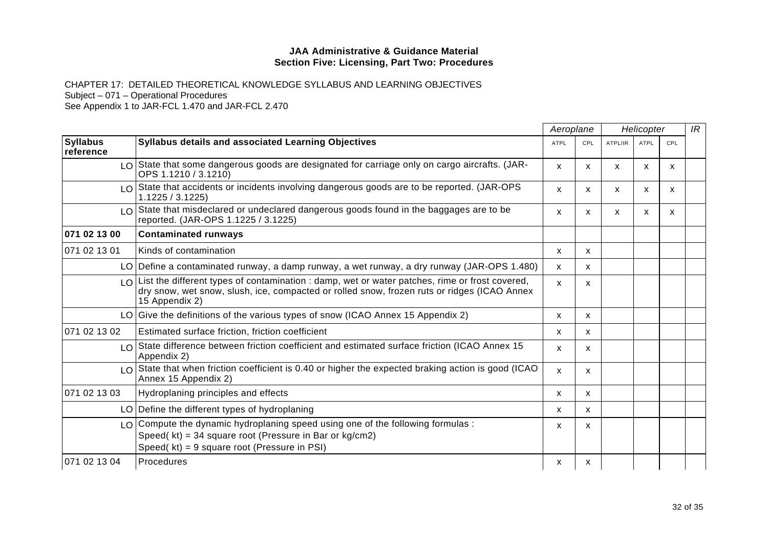**JAA Administrative & Guidance Material**
**Section Five: Licensing, Part Two: Procedures**

CHAPTER 17: DETAILED THEORETICAL KNOWLEDGE SYLLABUS AND LEARNING OBJECTIVES
Subject – 071 – Operational Procedures
See Appendix 1 to JAR-FCL 1.470 and JAR-FCL 2.470

| | | *Aeroplane* | | *Helicopter* | | | *IR* |
|---|---|---|---|---|---|---|---|
| **Syllabus reference** | **Syllabus details and associated Learning Objectives** | ATPL | CPL | ATPL/IR | ATPL | CPL | |
| LO | State that some dangerous goods are designated for carriage only on cargo aircrafts. (JAR-OPS 1.1210 / 3.1210) | x | x | x | x | x | |
| LO | State that accidents or incidents involving dangerous goods are to be reported. (JAR-OPS 1.1225 / 3.1225) | x | x | x | x | x | |
| LO | State that misdeclared or undeclared dangerous goods found in the baggages are to be reported. (JAR-OPS 1.1225 / 3.1225) | x | x | x | x | x | |
| **071 02 13 00** | **Contaminated runways** | | | | | | |
| 071 02 13 01 | Kinds of contamination | x | x | | | | |
| LO | Define a contaminated runway, a damp runway, a wet runway, a dry runway (JAR-OPS 1.480) | x | x | | | | |
| LO | List the different types of contamination : damp, wet or water patches, rime or frost covered, dry snow, wet snow, slush, ice, compacted or rolled snow, frozen ruts or ridges (ICAO Annex 15 Appendix 2) | x | x | | | | |
| LO | Give the definitions of the various types of snow (ICAO Annex 15 Appendix 2) | x | x | | | | |
| 071 02 13 02 | Estimated surface friction, friction coefficient | x | x | | | | |
| LO | State difference between friction coefficient and estimated surface friction (ICAO Annex 15 Appendix 2) | x | x | | | | |
| LO | State that when friction coefficient is 0.40 or higher the expected braking action is good (ICAO Annex 15 Appendix 2) | x | x | | | | |
| 071 02 13 03 | Hydroplaning principles and effects | x | x | | | | |
| LO | Define the different types of hydroplaning | x | x | | | | |
| LO | Compute the dynamic hydroplaning speed using one of the following formulas :<br>Speed( kt) = 34 square root (Pressure in Bar or kg/cm2)<br>Speed( kt) = 9 square root (Pressure in PSI) | x | x | | | | |
| 071 02 13 04 | Procedures | x | x | | | | |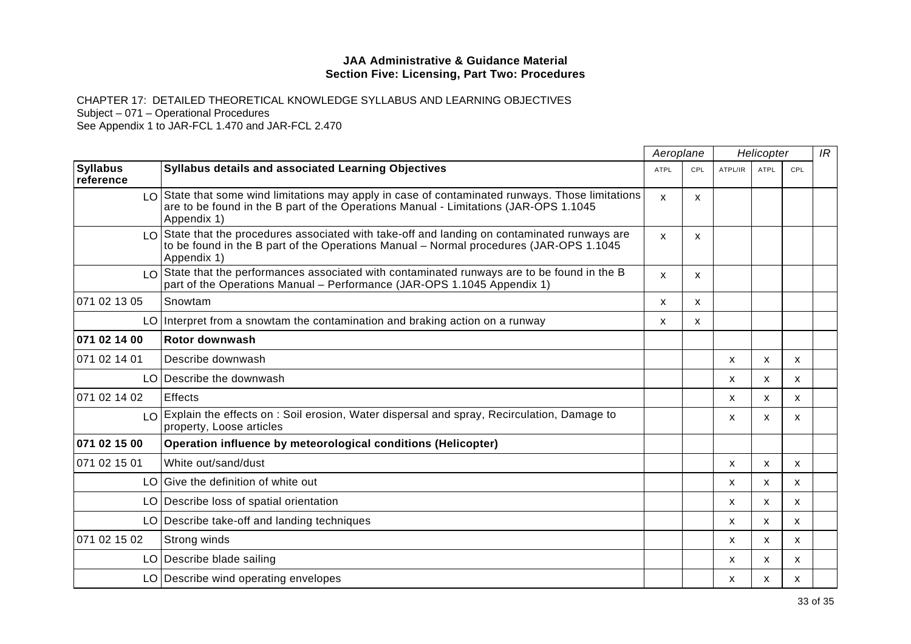**JAA Administrative & Guidance Material**
**Section Five: Licensing, Part Two: Procedures**

CHAPTER 17: DETAILED THEORETICAL KNOWLEDGE SYLLABUS AND LEARNING OBJECTIVES
Subject – 071 – Operational Procedures
See Appendix 1 to JAR-FCL 1.470 and JAR-FCL 2.470

| | | *Aeroplane* | | *Helicopter* | | | *IR* |
|---|---|---|---|---|---|---|---|
| **Syllabus reference** | **Syllabus details and associated Learning Objectives** | ATPL | CPL | ATPL/IR | ATPL | CPL | |
| LO | State that some wind limitations may apply in case of contaminated runways. Those limitations are to be found in the B part of the Operations Manual - Limitations (JAR-OPS 1.1045 Appendix 1) | x | x | | | | |
| LO | State that the procedures associated with take-off and landing on contaminated runways are to be found in the B part of the Operations Manual – Normal procedures (JAR-OPS 1.1045 Appendix 1) | x | x | | | | |
| LO | State that the performances associated with contaminated runways are to be found in the B part of the Operations Manual – Performance (JAR-OPS 1.1045 Appendix 1) | x | x | | | | |
| 071 02 13 05 | Snowtam | x | x | | | | |
| LO | Interpret from a snowtam the contamination and braking action on a runway | x | x | | | | |
| **071 02 14 00** | **Rotor downwash** | | | | | | |
| 071 02 14 01 | Describe downwash | | | x | x | x | |
| LO | Describe the downwash | | | x | x | x | |
| 071 02 14 02 | Effects | | | x | x | x | |
| LO | Explain the effects on : Soil erosion, Water dispersal and spray, Recirculation, Damage to property, Loose articles | | | x | x | x | |
| **071 02 15 00** | **Operation influence by meteorological conditions (Helicopter)** | | | | | | |
| 071 02 15 01 | White out/sand/dust | | | x | x | x | |
| LO | Give the definition of white out | | | x | x | x | |
| LO | Describe loss of spatial orientation | | | x | x | x | |
| LO | Describe take-off and landing techniques | | | x | x | x | |
| 071 02 15 02 | Strong winds | | | x | x | x | |
| LO | Describe blade sailing | | | x | x | x | |
| LO | Describe wind operating envelopes | | | x | x | x | |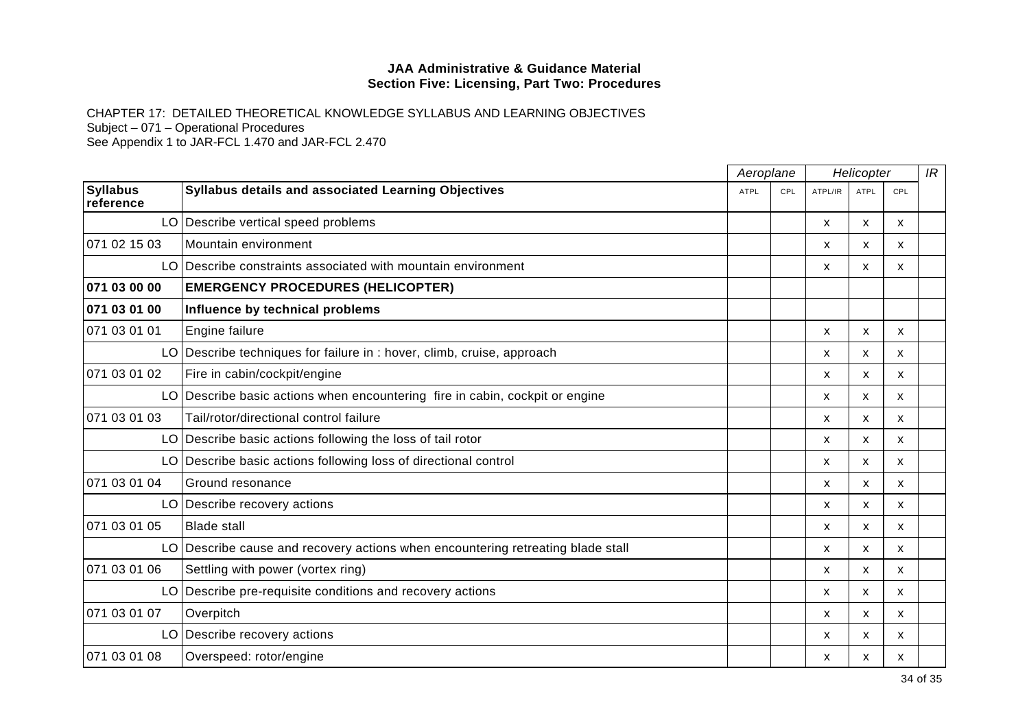**JAA Administrative & Guidance Material**
**Section Five: Licensing, Part Two: Procedures**

CHAPTER 17: DETAILED THEORETICAL KNOWLEDGE SYLLABUS AND LEARNING OBJECTIVES
Subject – 071 – Operational Procedures
See Appendix 1 to JAR-FCL 1.470 and JAR-FCL 2.470

| | | *Aeroplane* | | *Helicopter* | | | *IR* |
|---|---|---|---|---|---|---|---|
| **Syllabus reference** | **Syllabus details and associated Learning Objectives** | ATPL | CPL | ATPL/IR | ATPL | CPL | |
| LO | Describe vertical speed problems | | | x | x | x | |
| 071 02 15 03 | Mountain environment | | | x | x | x | |
| LO | Describe constraints associated with mountain environment | | | x | x | x | |
| **071 03 00 00** | **EMERGENCY PROCEDURES (HELICOPTER)** | | | | | | |
| **071 03 01 00** | **Influence by technical problems** | | | | | | |
| 071 03 01 01 | Engine failure | | | x | x | x | |
| LO | Describe techniques for failure in : hover, climb, cruise, approach | | | x | x | x | |
| 071 03 01 02 | Fire in cabin/cockpit/engine | | | x | x | x | |
| LO | Describe basic actions when encountering fire in cabin, cockpit or engine | | | x | x | x | |
| 071 03 01 03 | Tail/rotor/directional control failure | | | x | x | x | |
| LO | Describe basic actions following the loss of tail rotor | | | x | x | x | |
| LO | Describe basic actions following loss of directional control | | | x | x | x | |
| 071 03 01 04 | Ground resonance | | | x | x | x | |
| LO | Describe recovery actions | | | x | x | x | |
| 071 03 01 05 | Blade stall | | | x | x | x | |
| LO | Describe cause and recovery actions when encountering retreating blade stall | | | x | x | x | |
| 071 03 01 06 | Settling with power (vortex ring) | | | x | x | x | |
| LO | Describe pre-requisite conditions and recovery actions | | | x | x | x | |
| 071 03 01 07 | Overpitch | | | x | x | x | |
| LO | Describe recovery actions | | | x | x | x | |
| 071 03 01 08 | Overspeed: rotor/engine | | | x | x | x | |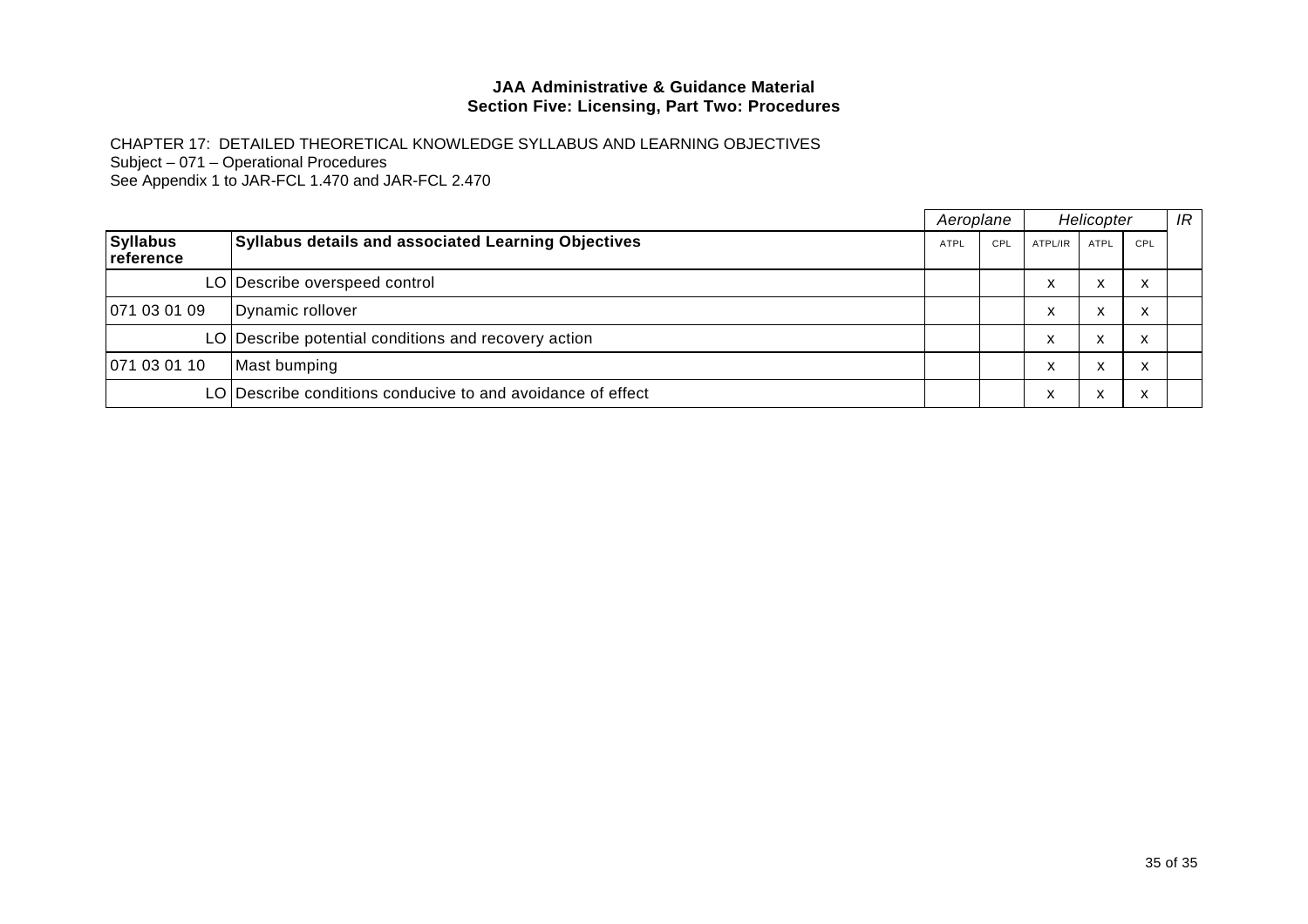**JAA Administrative & Guidance Material**
**Section Five: Licensing, Part Two: Procedures**

CHAPTER 17: DETAILED THEORETICAL KNOWLEDGE SYLLABUS AND LEARNING OBJECTIVES
Subject – 071 – Operational Procedures
See Appendix 1 to JAR-FCL 1.470 and JAR-FCL 2.470

| | | *Aeroplane* | | *Helicopter* | | | *IR* |
|---|---|---|---|---|---|---|---|
| **Syllabus reference** | **Syllabus details and associated Learning Objectives** | ATPL | CPL | ATPL/IR | ATPL | CPL | |
| LO | Describe overspeed control | | | x | x | x | |
| 071 03 01 09 | Dynamic rollover | | | x | x | x | |
| LO | Describe potential conditions and recovery action | | | x | x | x | |
| 071 03 01 10 | Mast bumping | | | x | x | x | |
| LO | Describe conditions conducive to and avoidance of effect | | | x | x | x | |